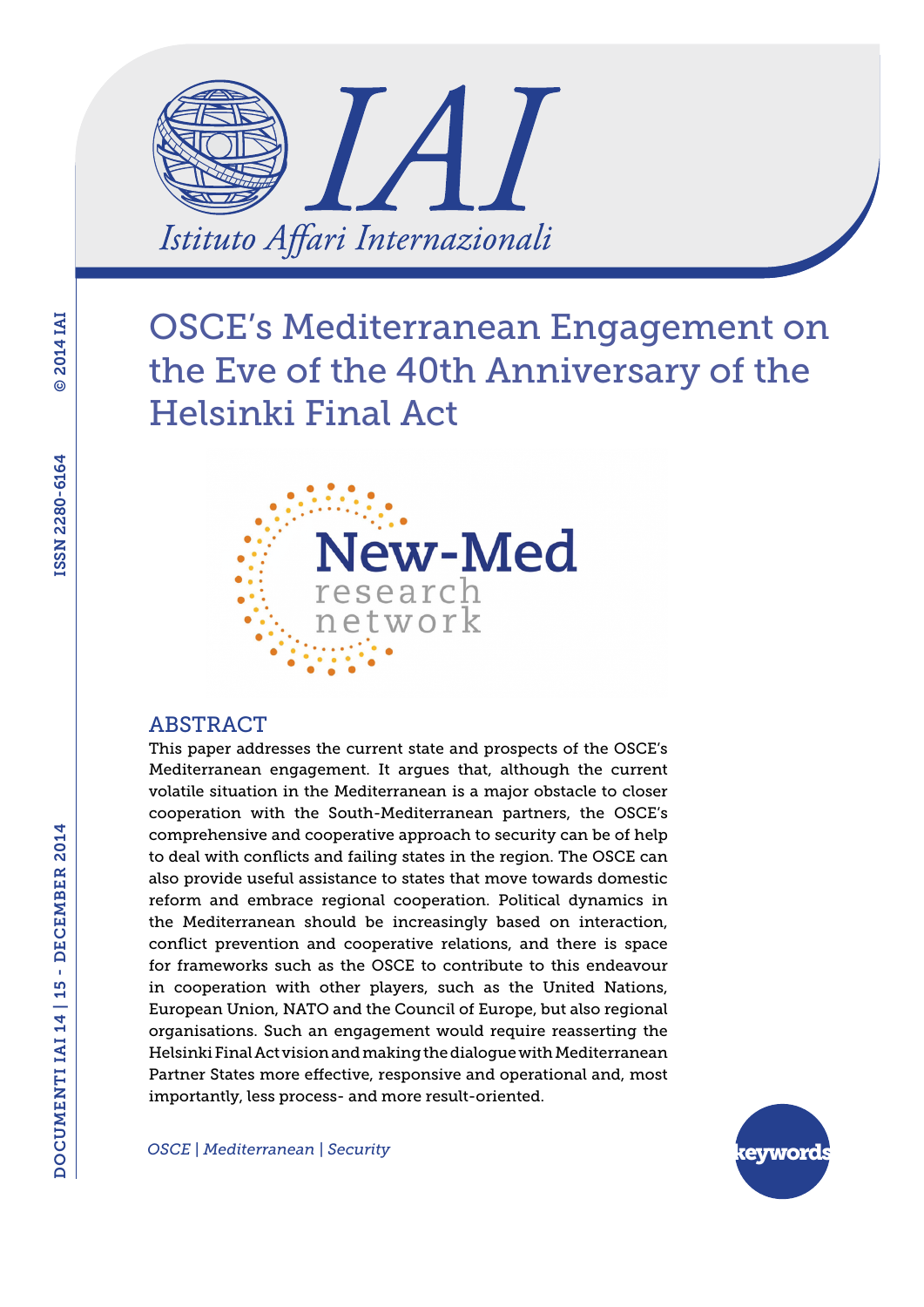Istituto Affari Internazionali

# OSCE's Mediterranean Engagement on the Eve of the 40th Anniversary of the Helsinki Final Act

New-Med research network

## ABSTRACT

This paper addresses the current state and prospects of the OSCE's Mediterranean engagement. It argues that, although the current volatile situation in the Mediterranean is a major obstacle to closer cooperation with the South-Mediterranean partners, the OSCE's comprehensive and cooperative approach to security can be of help to deal with conflicts and failing states in the region. The OSCE can also provide useful assistance to states that move towards domestic reform and embrace regional cooperation. Political dynamics in the Mediterranean should be increasingly based on interaction, conflict prevention and cooperative relations, and there is space for frameworks such as the OSCE to contribute to this endeavour in cooperation with other players, such as the United Nations, European Union, NATO and the Council of Europe, but also regional organisations. Such an engagement would require reasserting the Helsinki Final Act vision and making the dialogue with Mediterranean Partner States more effective, responsive and operational and, most importantly, less process- and more result-oriented.

*OSCE | Mediterranean | Security*

keywords

DOCUMENTI IAI 14 | 15 - DECEMBER 2014

ISSN 2280-6164

© 2014 IAI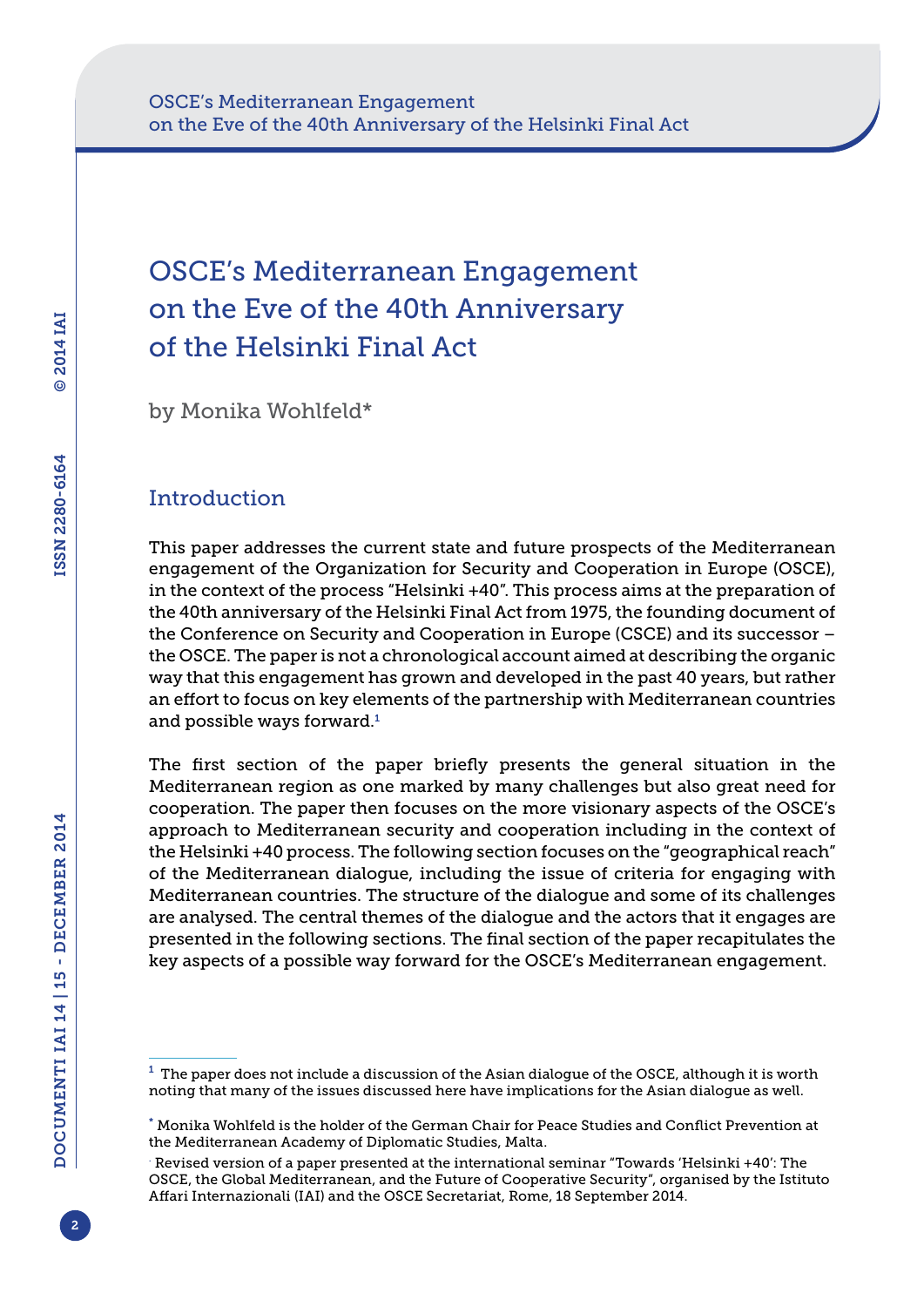# OSCE's Mediterranean Engagement on the Eve of the 40th Anniversary of the Helsinki Final Act

by Monika Wohlfeld*

## Introduction

This paper addresses the current state and future prospects of the Mediterranean engagement of the Organization for Security and Cooperation in Europe (OSCE), in the context of the process "Helsinki +40". This process aims at the preparation of the 40th anniversary of the Helsinki Final Act from 1975, the founding document of the Conference on Security and Cooperation in Europe (CSCE) and its successor – the OSCE. The paper is not a chronological account aimed at describing the organic way that this engagement has grown and developed in the past 40 years, but rather an effort to focus on key elements of the partnership with Mediterranean countries and possible ways forward.[1]

The first section of the paper briefly presents the general situation in the Mediterranean region as one marked by many challenges but also great need for cooperation. The paper then focuses on the more visionary aspects of the OSCE's approach to Mediterranean security and cooperation including in the context of the Helsinki +40 process. The following section focuses on the "geographical reach" of the Mediterranean dialogue, including the issue of criteria for engaging with Mediterranean countries. The structure of the dialogue and some of its challenges are analysed. The central themes of the dialogue and the actors that it engages are presented in the following sections. The final section of the paper recapitulates the key aspects of a possible way forward for the OSCE's Mediterranean engagement.

---

[1] The paper does not include a discussion of the Asian dialogue of the OSCE, although it is worth noting that many of the issues discussed here have implications for the Asian dialogue as well.

* Monika Wohlfeld is the holder of the German Chair for Peace Studies and Conflict Prevention at the Mediterranean Academy of Diplomatic Studies, Malta.

. Revised version of a paper presented at the international seminar "Towards 'Helsinki +40': The OSCE, the Global Mediterranean, and the Future of Cooperative Security", organised by the Istituto Affari Internazionali (IAI) and the OSCE Secretariat, Rome, 18 September 2014.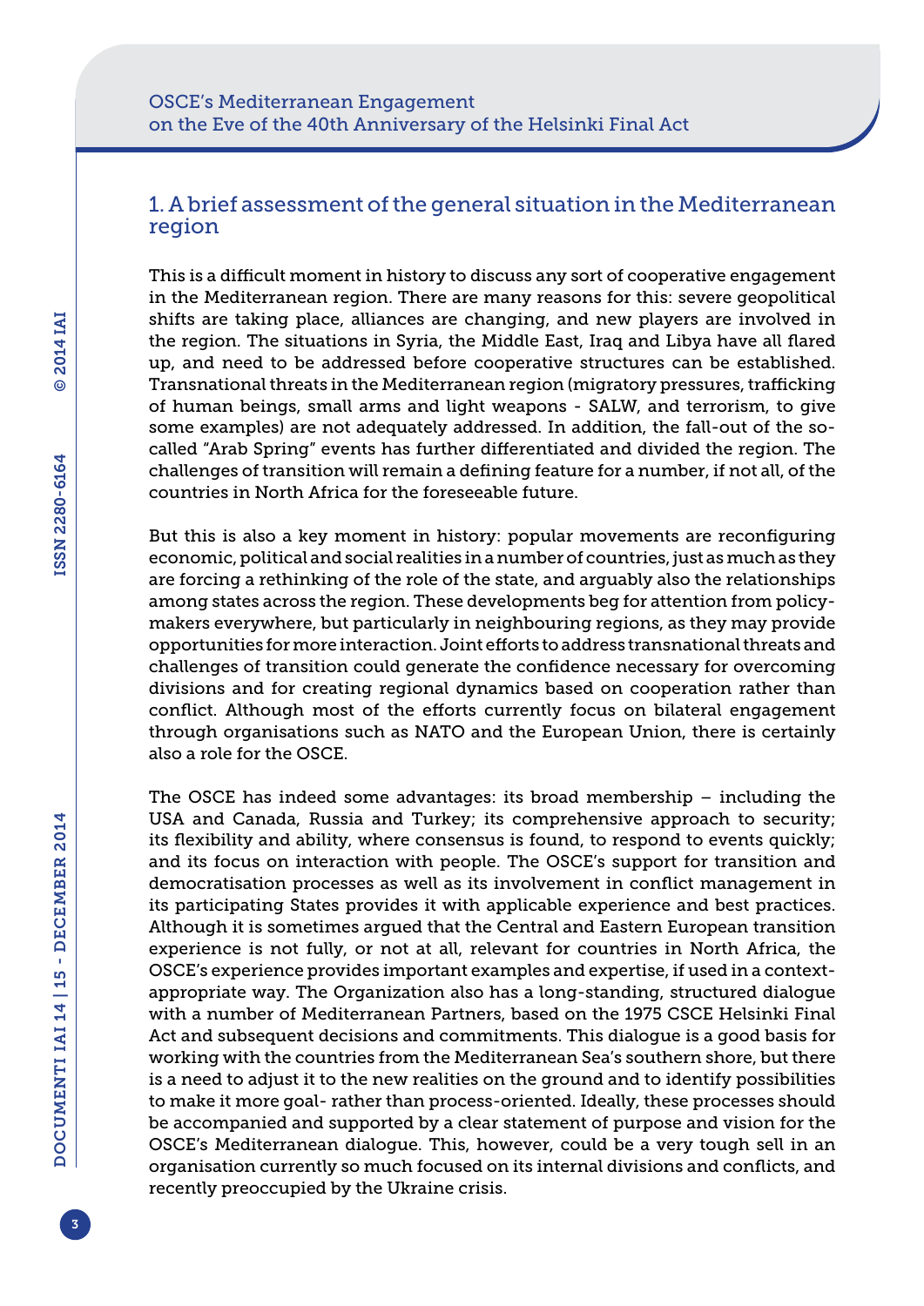## 1. A brief assessment of the general situation in the Mediterranean region

This is a difficult moment in history to discuss any sort of cooperative engagement in the Mediterranean region. There are many reasons for this: severe geopolitical shifts are taking place, alliances are changing, and new players are involved in the region. The situations in Syria, the Middle East, Iraq and Libya have all flared up, and need to be addressed before cooperative structures can be established. Transnational threats in the Mediterranean region (migratory pressures, trafficking of human beings, small arms and light weapons - SALW, and terrorism, to give some examples) are not adequately addressed. In addition, the fall-out of the so-called "Arab Spring" events has further differentiated and divided the region. The challenges of transition will remain a defining feature for a number, if not all, of the countries in North Africa for the foreseeable future.

But this is also a key moment in history: popular movements are reconfiguring economic, political and social realities in a number of countries, just as much as they are forcing a rethinking of the role of the state, and arguably also the relationships among states across the region. These developments beg for attention from policy-makers everywhere, but particularly in neighbouring regions, as they may provide opportunities for more interaction. Joint efforts to address transnational threats and challenges of transition could generate the confidence necessary for overcoming divisions and for creating regional dynamics based on cooperation rather than conflict. Although most of the efforts currently focus on bilateral engagement through organisations such as NATO and the European Union, there is certainly also a role for the OSCE.

The OSCE has indeed some advantages: its broad membership – including the USA and Canada, Russia and Turkey; its comprehensive approach to security; its flexibility and ability, where consensus is found, to respond to events quickly; and its focus on interaction with people. The OSCE's support for transition and democratisation processes as well as its involvement in conflict management in its participating States provides it with applicable experience and best practices. Although it is sometimes argued that the Central and Eastern European transition experience is not fully, or not at all, relevant for countries in North Africa, the OSCE's experience provides important examples and expertise, if used in a context-appropriate way. The Organization also has a long-standing, structured dialogue with a number of Mediterranean Partners, based on the 1975 CSCE Helsinki Final Act and subsequent decisions and commitments. This dialogue is a good basis for working with the countries from the Mediterranean Sea's southern shore, but there is a need to adjust it to the new realities on the ground and to identify possibilities to make it more goal- rather than process-oriented. Ideally, these processes should be accompanied and supported by a clear statement of purpose and vision for the OSCE's Mediterranean dialogue. This, however, could be a very tough sell in an organisation currently so much focused on its internal divisions and conflicts, and recently preoccupied by the Ukraine crisis.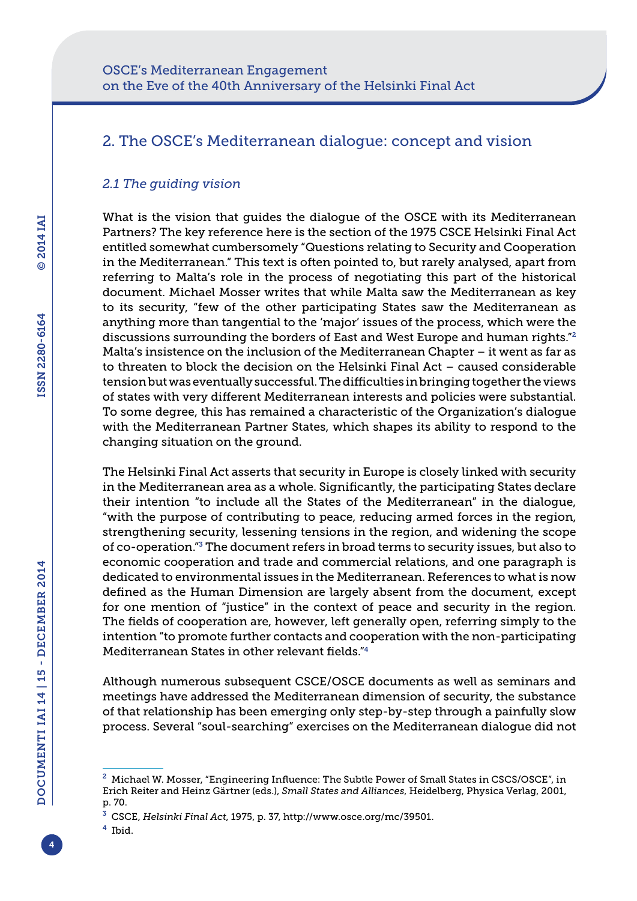## 2. The OSCE's Mediterranean dialogue: concept and vision

### *2.1 The guiding vision*

What is the vision that guides the dialogue of the OSCE with its Mediterranean Partners? The key reference here is the section of the 1975 CSCE Helsinki Final Act entitled somewhat cumbersomely "Questions relating to Security and Cooperation in the Mediterranean." This text is often pointed to, but rarely analysed, apart from referring to Malta's role in the process of negotiating this part of the historical document. Michael Mosser writes that while Malta saw the Mediterranean as key to its security, "few of the other participating States saw the Mediterranean as anything more than tangential to the 'major' issues of the process, which were the discussions surrounding the borders of East and West Europe and human rights."[2] Malta's insistence on the inclusion of the Mediterranean Chapter – it went as far as to threaten to block the decision on the Helsinki Final Act – caused considerable tension but was eventually successful. The difficulties in bringing together the views of states with very different Mediterranean interests and policies were substantial. To some degree, this has remained a characteristic of the Organization's dialogue with the Mediterranean Partner States, which shapes its ability to respond to the changing situation on the ground.

The Helsinki Final Act asserts that security in Europe is closely linked with security in the Mediterranean area as a whole. Significantly, the participating States declare their intention "to include all the States of the Mediterranean" in the dialogue, "with the purpose of contributing to peace, reducing armed forces in the region, strengthening security, lessening tensions in the region, and widening the scope of co-operation."[3] The document refers in broad terms to security issues, but also to economic cooperation and trade and commercial relations, and one paragraph is dedicated to environmental issues in the Mediterranean. References to what is now defined as the Human Dimension are largely absent from the document, except for one mention of "justice" in the context of peace and security in the region. The fields of cooperation are, however, left generally open, referring simply to the intention "to promote further contacts and cooperation with the non-participating Mediterranean States in other relevant fields."[4]

Although numerous subsequent CSCE/OSCE documents as well as seminars and meetings have addressed the Mediterranean dimension of security, the substance of that relationship has been emerging only step-by-step through a painfully slow process. Several "soul-searching" exercises on the Mediterranean dialogue did not

---

[2] Michael W. Mosser, "Engineering Influence: The Subtle Power of Small States in CSCS/OSCE", in Erich Reiter and Heinz Gärtner (eds.), *Small States and Alliances*, Heidelberg, Physica Verlag, 2001, p. 70.

[3] CSCE, *Helsinki Final Act*, 1975, p. 37, http://www.osce.org/mc/39501.

[4] Ibid.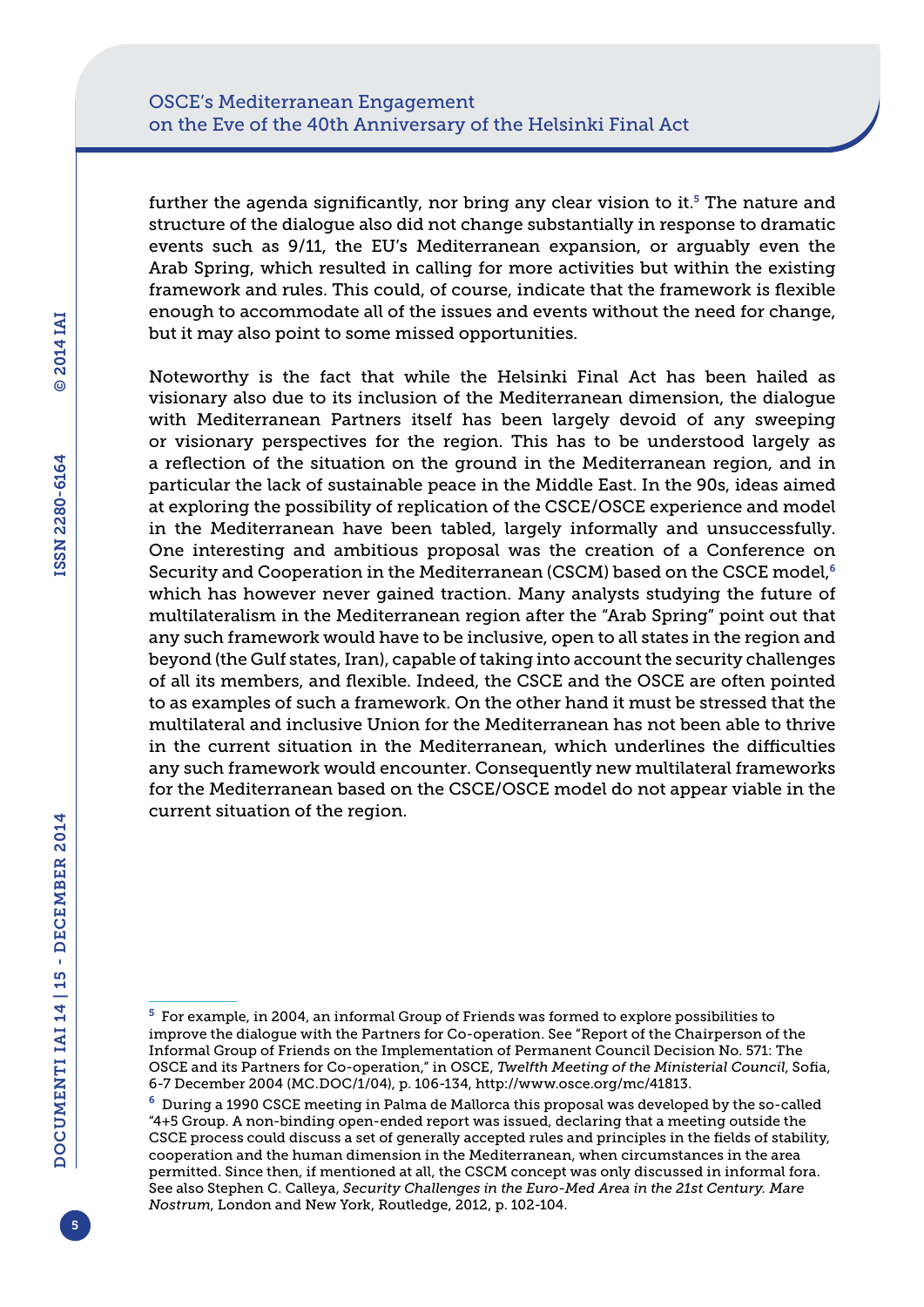further the agenda significantly, nor bring any clear vision to it.[5] The nature and structure of the dialogue also did not change substantially in response to dramatic events such as 9/11, the EU's Mediterranean expansion, or arguably even the Arab Spring, which resulted in calling for more activities but within the existing framework and rules. This could, of course, indicate that the framework is flexible enough to accommodate all of the issues and events without the need for change, but it may also point to some missed opportunities.

Noteworthy is the fact that while the Helsinki Final Act has been hailed as visionary also due to its inclusion of the Mediterranean dimension, the dialogue with Mediterranean Partners itself has been largely devoid of any sweeping or visionary perspectives for the region. This has to be understood largely as a reflection of the situation on the ground in the Mediterranean region, and in particular the lack of sustainable peace in the Middle East. In the 90s, ideas aimed at exploring the possibility of replication of the CSCE/OSCE experience and model in the Mediterranean have been tabled, largely informally and unsuccessfully. One interesting and ambitious proposal was the creation of a Conference on Security and Cooperation in the Mediterranean (CSCM) based on the CSCE model,[6] which has however never gained traction. Many analysts studying the future of multilateralism in the Mediterranean region after the "Arab Spring" point out that any such framework would have to be inclusive, open to all states in the region and beyond (the Gulf states, Iran), capable of taking into account the security challenges of all its members, and flexible. Indeed, the CSCE and the OSCE are often pointed to as examples of such a framework. On the other hand it must be stressed that the multilateral and inclusive Union for the Mediterranean has not been able to thrive in the current situation in the Mediterranean, which underlines the difficulties any such framework would encounter. Consequently new multilateral frameworks for the Mediterranean based on the CSCE/OSCE model do not appear viable in the current situation of the region.

---

[5] For example, in 2004, an informal Group of Friends was formed to explore possibilities to improve the dialogue with the Partners for Co-operation. See "Report of the Chairperson of the Informal Group of Friends on the Implementation of Permanent Council Decision No. 571: The OSCE and its Partners for Co-operation," in OSCE, *Twelfth Meeting of the Ministerial Council*, Sofia, 6-7 December 2004 (MC.DOC/1/04), p. 106-134, http://www.osce.org/mc/41813.

[6] During a 1990 CSCE meeting in Palma de Mallorca this proposal was developed by the so-called "4+5 Group. A non-binding open-ended report was issued, declaring that a meeting outside the CSCE process could discuss a set of generally accepted rules and principles in the fields of stability, cooperation and the human dimension in the Mediterranean, when circumstances in the area permitted. Since then, if mentioned at all, the CSCM concept was only discussed in informal fora. See also Stephen C. Calleya, *Security Challenges in the Euro-Med Area in the 21st Century. Mare Nostrum*, London and New York, Routledge, 2012, p. 102-104.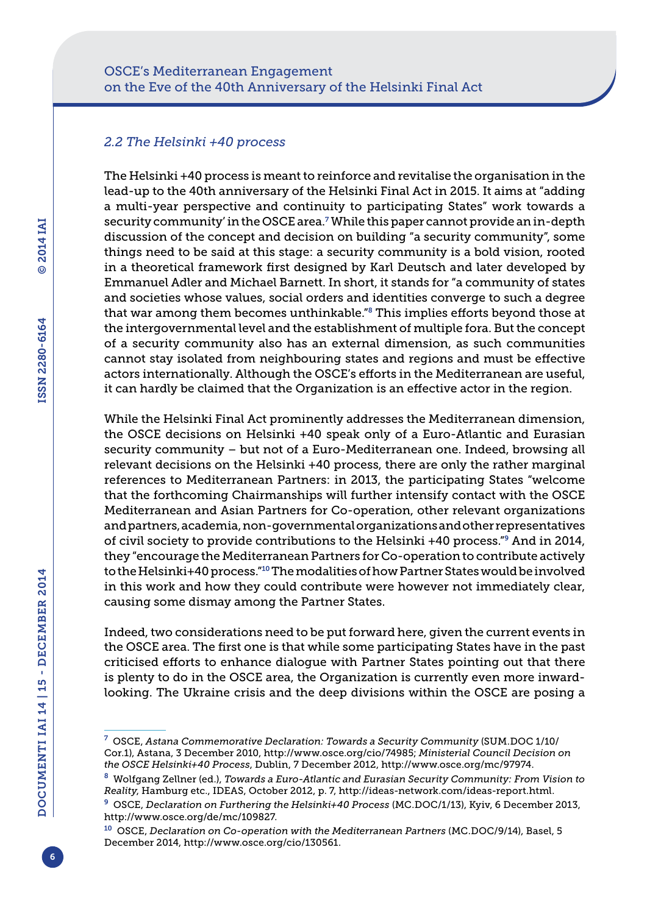### *2.2 The Helsinki +40 process*

The Helsinki +40 process is meant to reinforce and revitalise the organisation in the lead-up to the 40th anniversary of the Helsinki Final Act in 2015. It aims at "adding a multi-year perspective and continuity to participating States" work towards a security community' in the OSCE area.[7] While this paper cannot provide an in-depth discussion of the concept and decision on building "a security community", some things need to be said at this stage: a security community is a bold vision, rooted in a theoretical framework first designed by Karl Deutsch and later developed by Emmanuel Adler and Michael Barnett. In short, it stands for "a community of states and societies whose values, social orders and identities converge to such a degree that war among them becomes unthinkable."[8] This implies efforts beyond those at the intergovernmental level and the establishment of multiple fora. But the concept of a security community also has an external dimension, as such communities cannot stay isolated from neighbouring states and regions and must be effective actors internationally. Although the OSCE's efforts in the Mediterranean are useful, it can hardly be claimed that the Organization is an effective actor in the region.

While the Helsinki Final Act prominently addresses the Mediterranean dimension, the OSCE decisions on Helsinki +40 speak only of a Euro-Atlantic and Eurasian security community – but not of a Euro-Mediterranean one. Indeed, browsing all relevant decisions on the Helsinki +40 process, there are only the rather marginal references to Mediterranean Partners: in 2013, the participating States "welcome that the forthcoming Chairmanships will further intensify contact with the OSCE Mediterranean and Asian Partners for Co-operation, other relevant organizations and partners, academia, non-governmental organizations and other representatives of civil society to provide contributions to the Helsinki +40 process."[9] And in 2014, they "encourage the Mediterranean Partners for Co-operation to contribute actively to the Helsinki+40 process."[10] The modalities of how Partner States would be involved in this work and how they could contribute were however not immediately clear, causing some dismay among the Partner States.

Indeed, two considerations need to be put forward here, given the current events in the OSCE area. The first one is that while some participating States have in the past criticised efforts to enhance dialogue with Partner States pointing out that there is plenty to do in the OSCE area, the Organization is currently even more inward-looking. The Ukraine crisis and the deep divisions within the OSCE are posing a

---

[7] OSCE, *Astana Commemorative Declaration: Towards a Security Community* (SUM.DOC 1/10/Cor.1), Astana, 3 December 2010, http://www.osce.org/cio/74985; *Ministerial Council Decision on the OSCE Helsinki+40 Process*, Dublin, 7 December 2012, http://www.osce.org/mc/97974.

[8] Wolfgang Zellner (ed.), *Towards a Euro-Atlantic and Eurasian Security Community: From Vision to Reality*, Hamburg etc., IDEAS, October 2012, p. 7, http://ideas-network.com/ideas-report.html.

[9] OSCE, *Declaration on Furthering the Helsinki+40 Process* (MC.DOC/1/13), Kyiv, 6 December 2013, http://www.osce.org/de/mc/109827.

[10] OSCE, *Declaration on Co-operation with the Mediterranean Partners* (MC.DOC/9/14), Basel, 5 December 2014, http://www.osce.org/cio/130561.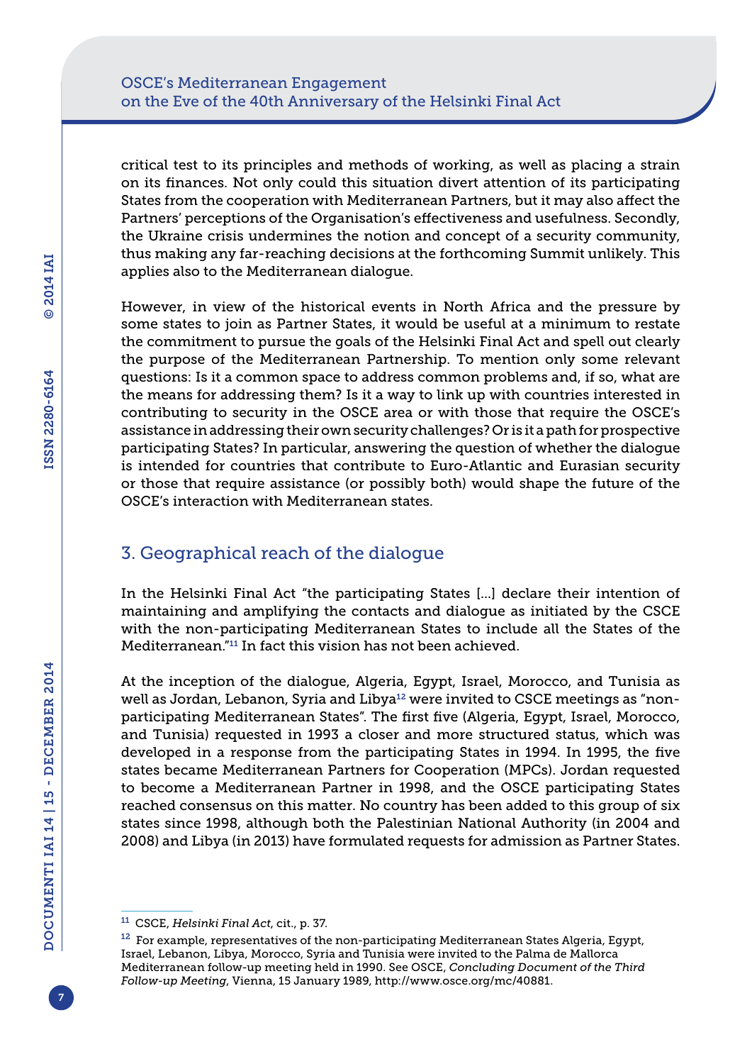critical test to its principles and methods of working, as well as placing a strain on its finances. Not only could this situation divert attention of its participating States from the cooperation with Mediterranean Partners, but it may also affect the Partners' perceptions of the Organisation's effectiveness and usefulness. Secondly, the Ukraine crisis undermines the notion and concept of a security community, thus making any far-reaching decisions at the forthcoming Summit unlikely. This applies also to the Mediterranean dialogue.

However, in view of the historical events in North Africa and the pressure by some states to join as Partner States, it would be useful at a minimum to restate the commitment to pursue the goals of the Helsinki Final Act and spell out clearly the purpose of the Mediterranean Partnership. To mention only some relevant questions: Is it a common space to address common problems and, if so, what are the means for addressing them? Is it a way to link up with countries interested in contributing to security in the OSCE area or with those that require the OSCE's assistance in addressing their own security challenges? Or is it a path for prospective participating States? In particular, answering the question of whether the dialogue is intended for countries that contribute to Euro-Atlantic and Eurasian security or those that require assistance (or possibly both) would shape the future of the OSCE's interaction with Mediterranean states.

## 3. Geographical reach of the dialogue

In the Helsinki Final Act "the participating States [...] declare their intention of maintaining and amplifying the contacts and dialogue as initiated by the CSCE with the non-participating Mediterranean States to include all the States of the Mediterranean."[11] In fact this vision has not been achieved.

At the inception of the dialogue, Algeria, Egypt, Israel, Morocco, and Tunisia as well as Jordan, Lebanon, Syria and Libya[12] were invited to CSCE meetings as "non-participating Mediterranean States". The first five (Algeria, Egypt, Israel, Morocco, and Tunisia) requested in 1993 a closer and more structured status, which was developed in a response from the participating States in 1994. In 1995, the five states became Mediterranean Partners for Cooperation (MPCs). Jordan requested to become a Mediterranean Partner in 1998, and the OSCE participating States reached consensus on this matter. No country has been added to this group of six states since 1998, although both the Palestinian National Authority (in 2004 and 2008) and Libya (in 2013) have formulated requests for admission as Partner States.

---

[11] CSCE, *Helsinki Final Act*, cit., p. 37.

[12] For example, representatives of the non-participating Mediterranean States Algeria, Egypt, Israel, Lebanon, Libya, Morocco, Syria and Tunisia were invited to the Palma de Mallorca Mediterranean follow-up meeting held in 1990. See OSCE, *Concluding Document of the Third Follow-up Meeting*, Vienna, 15 January 1989, http://www.osce.org/mc/40881.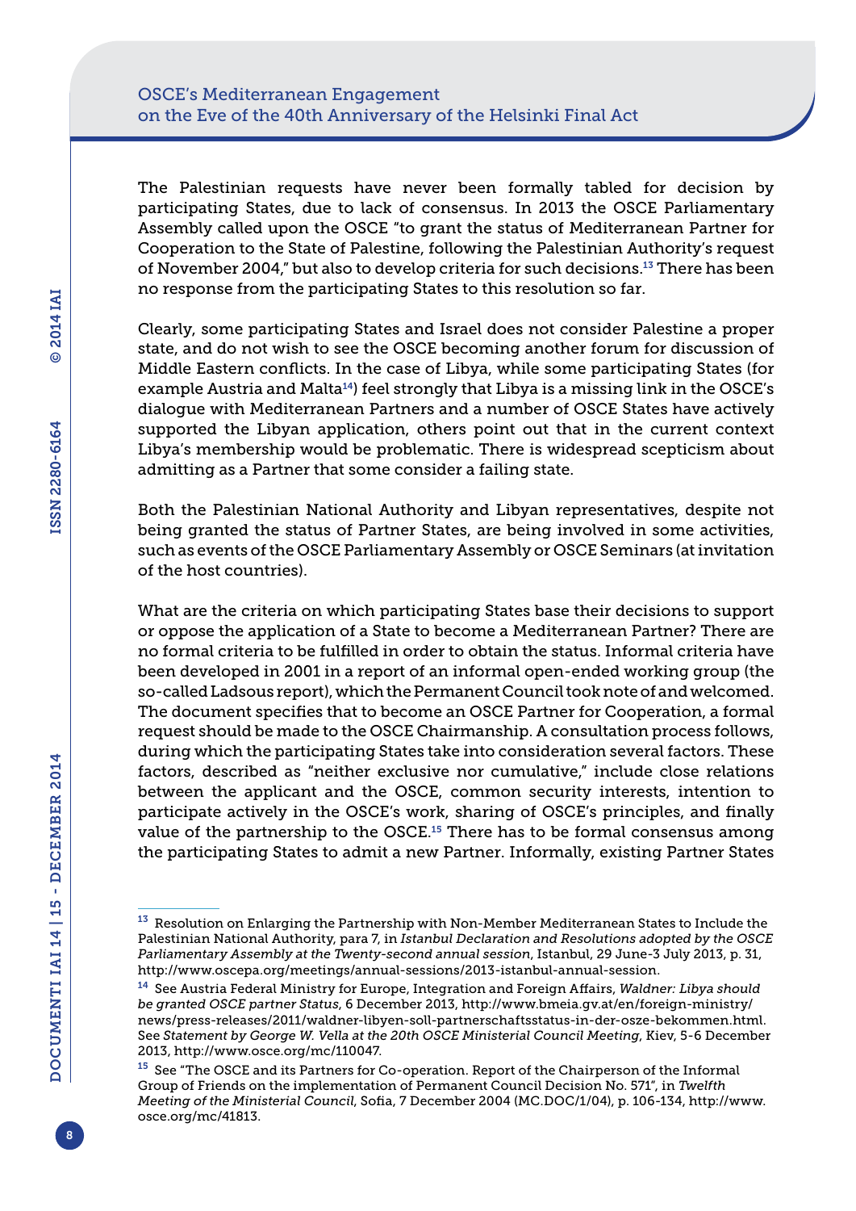The Palestinian requests have never been formally tabled for decision by participating States, due to lack of consensus. In 2013 the OSCE Parliamentary Assembly called upon the OSCE "to grant the status of Mediterranean Partner for Cooperation to the State of Palestine, following the Palestinian Authority's request of November 2004," but also to develop criteria for such decisions.[13] There has been no response from the participating States to this resolution so far.

Clearly, some participating States and Israel does not consider Palestine a proper state, and do not wish to see the OSCE becoming another forum for discussion of Middle Eastern conflicts. In the case of Libya, while some participating States (for example Austria and Malta[14]) feel strongly that Libya is a missing link in the OSCE's dialogue with Mediterranean Partners and a number of OSCE States have actively supported the Libyan application, others point out that in the current context Libya's membership would be problematic. There is widespread scepticism about admitting as a Partner that some consider a failing state.

Both the Palestinian National Authority and Libyan representatives, despite not being granted the status of Partner States, are being involved in some activities, such as events of the OSCE Parliamentary Assembly or OSCE Seminars (at invitation of the host countries).

What are the criteria on which participating States base their decisions to support or oppose the application of a State to become a Mediterranean Partner? There are no formal criteria to be fulfilled in order to obtain the status. Informal criteria have been developed in 2001 in a report of an informal open-ended working group (the so-called Ladsous report), which the Permanent Council took note of and welcomed. The document specifies that to become an OSCE Partner for Cooperation, a formal request should be made to the OSCE Chairmanship. A consultation process follows, during which the participating States take into consideration several factors. These factors, described as "neither exclusive nor cumulative," include close relations between the applicant and the OSCE, common security interests, intention to participate actively in the OSCE's work, sharing of OSCE's principles, and finally value of the partnership to the OSCE.[15] There has to be formal consensus among the participating States to admit a new Partner. Informally, existing Partner States

---

[13] Resolution on Enlarging the Partnership with Non-Member Mediterranean States to Include the Palestinian National Authority, para 7, in *Istanbul Declaration and Resolutions adopted by the OSCE Parliamentary Assembly at the Twenty-second annual session*, Istanbul, 29 June-3 July 2013, p. 31, http://www.oscepa.org/meetings/annual-sessions/2013-istanbul-annual-session.

[14] See Austria Federal Ministry for Europe, Integration and Foreign Affairs, *Waldner: Libya should be granted OSCE partner Status*, 6 December 2013, http://www.bmeia.gv.at/en/foreign-ministry/news/press-releases/2011/waldner-libyen-soll-partnerschaftsstatus-in-der-osze-bekommen.html. See *Statement by George W. Vella at the 20th OSCE Ministerial Council Meeting*, Kiev, 5-6 December 2013, http://www.osce.org/mc/110047.

[15] See "The OSCE and its Partners for Co-operation. Report of the Chairperson of the Informal Group of Friends on the implementation of Permanent Council Decision No. 571", in *Twelfth Meeting of the Ministerial Council*, Sofia, 7 December 2004 (MC.DOC/1/04), p. 106-134, http://www.osce.org/mc/41813.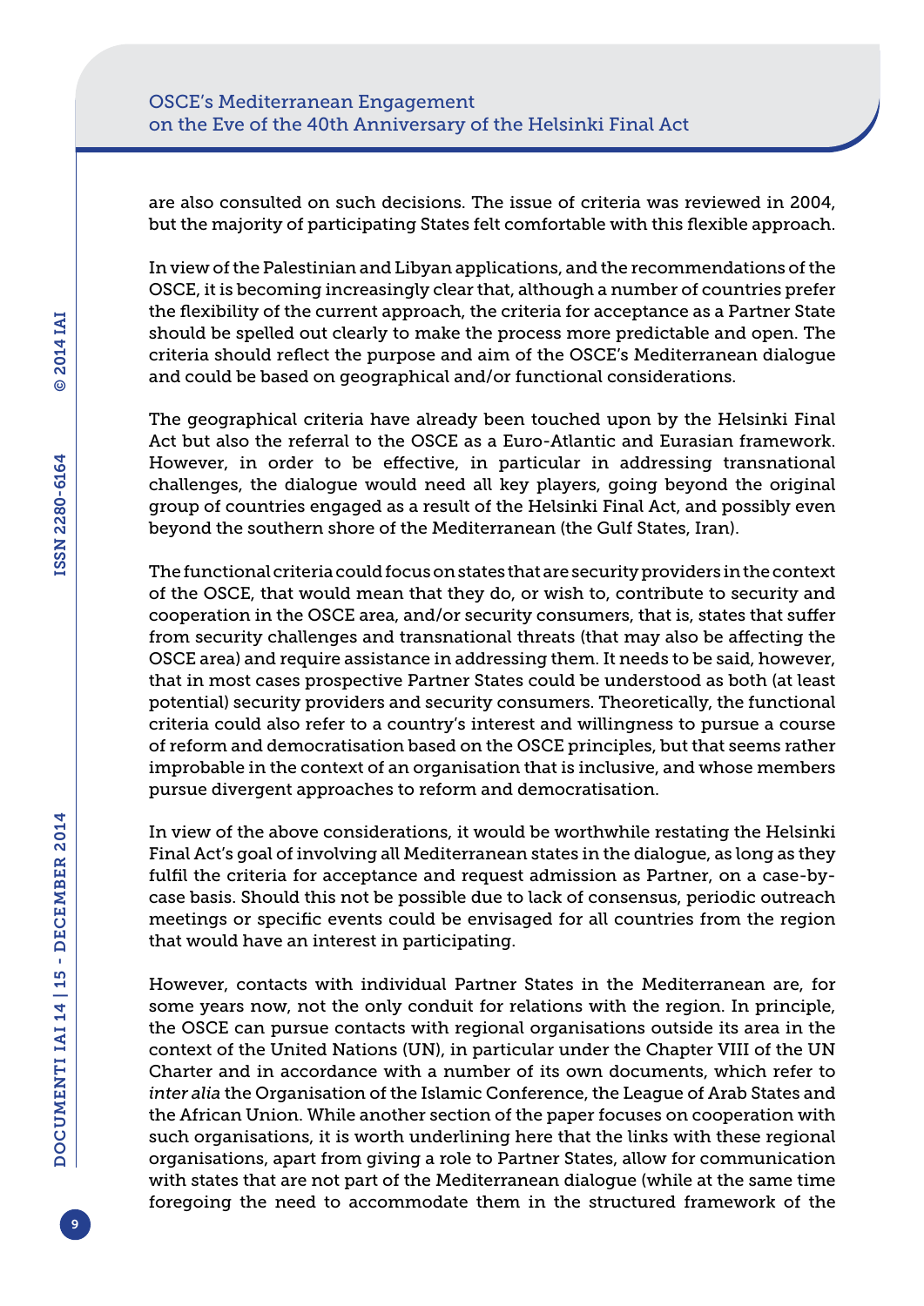are also consulted on such decisions. The issue of criteria was reviewed in 2004, but the majority of participating States felt comfortable with this flexible approach.

In view of the Palestinian and Libyan applications, and the recommendations of the OSCE, it is becoming increasingly clear that, although a number of countries prefer the flexibility of the current approach, the criteria for acceptance as a Partner State should be spelled out clearly to make the process more predictable and open. The criteria should reflect the purpose and aim of the OSCE's Mediterranean dialogue and could be based on geographical and/or functional considerations.

The geographical criteria have already been touched upon by the Helsinki Final Act but also the referral to the OSCE as a Euro-Atlantic and Eurasian framework. However, in order to be effective, in particular in addressing transnational challenges, the dialogue would need all key players, going beyond the original group of countries engaged as a result of the Helsinki Final Act, and possibly even beyond the southern shore of the Mediterranean (the Gulf States, Iran).

The functional criteria could focus on states that are security providers in the context of the OSCE, that would mean that they do, or wish to, contribute to security and cooperation in the OSCE area, and/or security consumers, that is, states that suffer from security challenges and transnational threats (that may also be affecting the OSCE area) and require assistance in addressing them. It needs to be said, however, that in most cases prospective Partner States could be understood as both (at least potential) security providers and security consumers. Theoretically, the functional criteria could also refer to a country's interest and willingness to pursue a course of reform and democratisation based on the OSCE principles, but that seems rather improbable in the context of an organisation that is inclusive, and whose members pursue divergent approaches to reform and democratisation.

In view of the above considerations, it would be worthwhile restating the Helsinki Final Act's goal of involving all Mediterranean states in the dialogue, as long as they fulfil the criteria for acceptance and request admission as Partner, on a case-by-case basis. Should this not be possible due to lack of consensus, periodic outreach meetings or specific events could be envisaged for all countries from the region that would have an interest in participating.

However, contacts with individual Partner States in the Mediterranean are, for some years now, not the only conduit for relations with the region. In principle, the OSCE can pursue contacts with regional organisations outside its area in the context of the United Nations (UN), in particular under the Chapter VIII of the UN Charter and in accordance with a number of its own documents, which refer to *inter alia* the Organisation of the Islamic Conference, the League of Arab States and the African Union. While another section of the paper focuses on cooperation with such organisations, it is worth underlining here that the links with these regional organisations, apart from giving a role to Partner States, allow for communication with states that are not part of the Mediterranean dialogue (while at the same time foregoing the need to accommodate them in the structured framework of the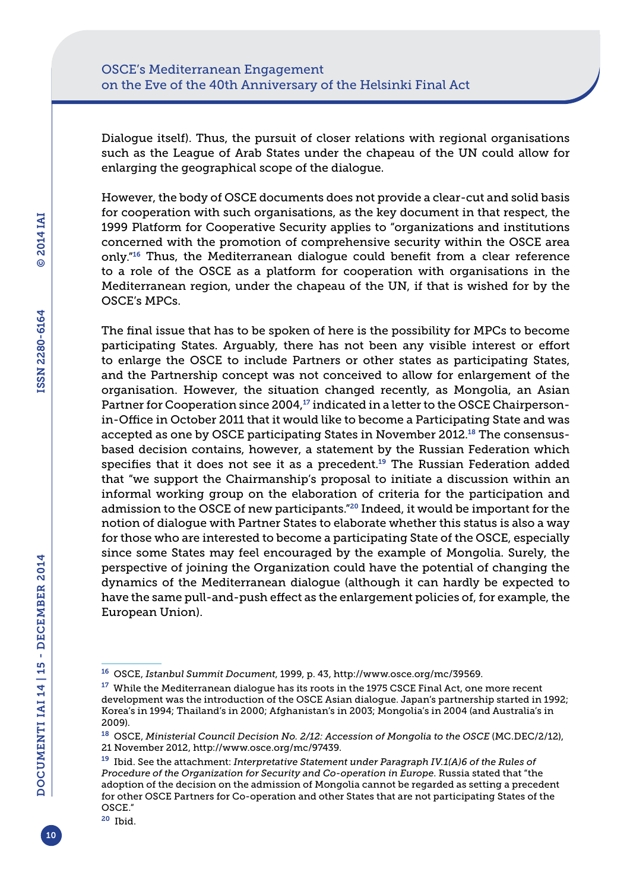Dialogue itself). Thus, the pursuit of closer relations with regional organisations such as the League of Arab States under the chapeau of the UN could allow for enlarging the geographical scope of the dialogue.

However, the body of OSCE documents does not provide a clear-cut and solid basis for cooperation with such organisations, as the key document in that respect, the 1999 Platform for Cooperative Security applies to "organizations and institutions concerned with the promotion of comprehensive security within the OSCE area only."[16] Thus, the Mediterranean dialogue could benefit from a clear reference to a role of the OSCE as a platform for cooperation with organisations in the Mediterranean region, under the chapeau of the UN, if that is wished for by the OSCE's MPCs.

The final issue that has to be spoken of here is the possibility for MPCs to become participating States. Arguably, there has not been any visible interest or effort to enlarge the OSCE to include Partners or other states as participating States, and the Partnership concept was not conceived to allow for enlargement of the organisation. However, the situation changed recently, as Mongolia, an Asian Partner for Cooperation since 2004,[17] indicated in a letter to the OSCE Chairperson-in-Office in October 2011 that it would like to become a Participating State and was accepted as one by OSCE participating States in November 2012.[18] The consensus-based decision contains, however, a statement by the Russian Federation which specifies that it does not see it as a precedent.[19] The Russian Federation added that "we support the Chairmanship's proposal to initiate a discussion within an informal working group on the elaboration of criteria for the participation and admission to the OSCE of new participants."[20] Indeed, it would be important for the notion of dialogue with Partner States to elaborate whether this status is also a way for those who are interested to become a participating State of the OSCE, especially since some States may feel encouraged by the example of Mongolia. Surely, the perspective of joining the Organization could have the potential of changing the dynamics of the Mediterranean dialogue (although it can hardly be expected to have the same pull-and-push effect as the enlargement policies of, for example, the European Union).

---

[16] OSCE, *Istanbul Summit Document*, 1999, p. 43, http://www.osce.org/mc/39569.

[17] While the Mediterranean dialogue has its roots in the 1975 CSCE Final Act, one more recent development was the introduction of the OSCE Asian dialogue. Japan's partnership started in 1992; Korea's in 1994; Thailand's in 2000; Afghanistan's in 2003; Mongolia's in 2004 (and Australia's in 2009).

[18] OSCE, *Ministerial Council Decision No. 2/12: Accession of Mongolia to the OSCE* (MC.DEC/2/12), 21 November 2012, http://www.osce.org/mc/97439.

[19] Ibid. See the attachment: *Interpretative Statement under Paragraph IV.1(A)6 of the Rules of Procedure of the Organization for Security and Co-operation in Europe*. Russia stated that "the adoption of the decision on the admission of Mongolia cannot be regarded as setting a precedent for other OSCE Partners for Co-operation and other States that are not participating States of the OSCE."

[20] Ibid.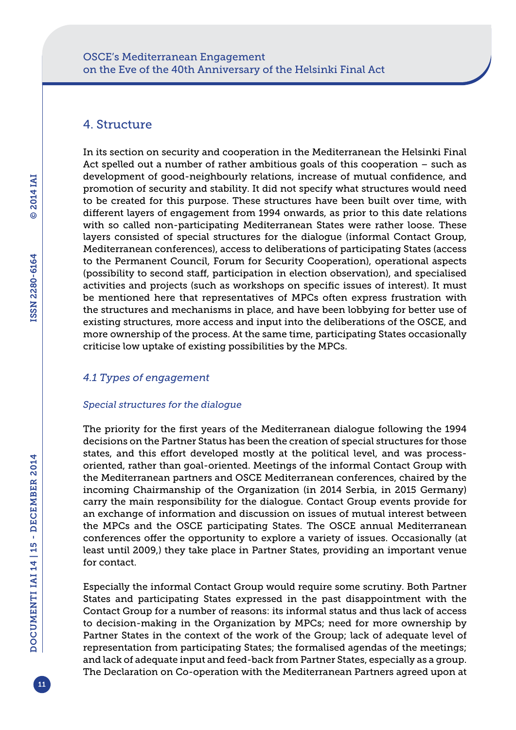## 4. Structure

In its section on security and cooperation in the Mediterranean the Helsinki Final Act spelled out a number of rather ambitious goals of this cooperation – such as development of good-neighbourly relations, increase of mutual confidence, and promotion of security and stability. It did not specify what structures would need to be created for this purpose. These structures have been built over time, with different layers of engagement from 1994 onwards, as prior to this date relations with so called non-participating Mediterranean States were rather loose. These layers consisted of special structures for the dialogue (informal Contact Group, Mediterranean conferences), access to deliberations of participating States (access to the Permanent Council, Forum for Security Cooperation), operational aspects (possibility to second staff, participation in election observation), and specialised activities and projects (such as workshops on specific issues of interest). It must be mentioned here that representatives of MPCs often express frustration with the structures and mechanisms in place, and have been lobbying for better use of existing structures, more access and input into the deliberations of the OSCE, and more ownership of the process. At the same time, participating States occasionally criticise low uptake of existing possibilities by the MPCs.

### *4.1 Types of engagement*

#### *Special structures for the dialogue*

The priority for the first years of the Mediterranean dialogue following the 1994 decisions on the Partner Status has been the creation of special structures for those states, and this effort developed mostly at the political level, and was process-oriented, rather than goal-oriented. Meetings of the informal Contact Group with the Mediterranean partners and OSCE Mediterranean conferences, chaired by the incoming Chairmanship of the Organization (in 2014 Serbia, in 2015 Germany) carry the main responsibility for the dialogue. Contact Group events provide for an exchange of information and discussion on issues of mutual interest between the MPCs and the OSCE participating States. The OSCE annual Mediterranean conferences offer the opportunity to explore a variety of issues. Occasionally (at least until 2009,) they take place in Partner States, providing an important venue for contact.

Especially the informal Contact Group would require some scrutiny. Both Partner States and participating States expressed in the past disappointment with the Contact Group for a number of reasons: its informal status and thus lack of access to decision-making in the Organization by MPCs; need for more ownership by Partner States in the context of the work of the Group; lack of adequate level of representation from participating States; the formalised agendas of the meetings; and lack of adequate input and feed-back from Partner States, especially as a group. The Declaration on Co-operation with the Mediterranean Partners agreed upon at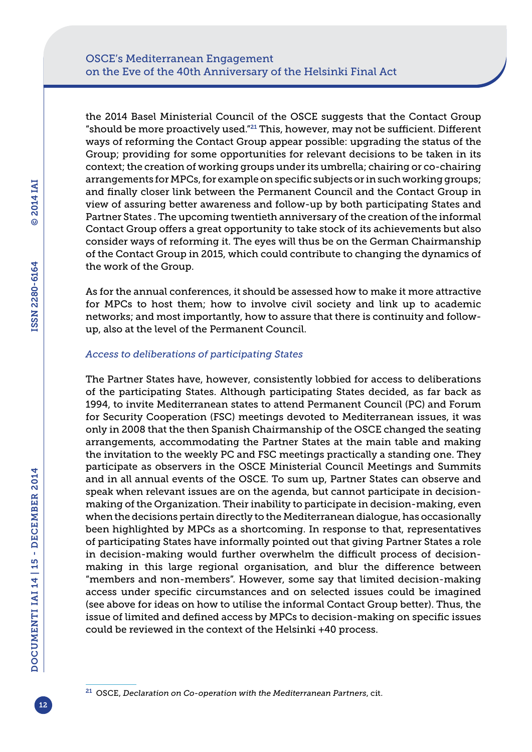the 2014 Basel Ministerial Council of the OSCE suggests that the Contact Group "should be more proactively used."[21] This, however, may not be sufficient. Different ways of reforming the Contact Group appear possible: upgrading the status of the Group; providing for some opportunities for relevant decisions to be taken in its context; the creation of working groups under its umbrella; chairing or co-chairing arrangements for MPCs, for example on specific subjects or in such working groups; and finally closer link between the Permanent Council and the Contact Group in view of assuring better awareness and follow-up by both participating States and Partner States . The upcoming twentieth anniversary of the creation of the informal Contact Group offers a great opportunity to take stock of its achievements but also consider ways of reforming it. The eyes will thus be on the German Chairmanship of the Contact Group in 2015, which could contribute to changing the dynamics of the work of the Group.

As for the annual conferences, it should be assessed how to make it more attractive for MPCs to host them; how to involve civil society and link up to academic networks; and most importantly, how to assure that there is continuity and follow-up, also at the level of the Permanent Council.

*Access to deliberations of participating States*

The Partner States have, however, consistently lobbied for access to deliberations of the participating States. Although participating States decided, as far back as 1994, to invite Mediterranean states to attend Permanent Council (PC) and Forum for Security Cooperation (FSC) meetings devoted to Mediterranean issues, it was only in 2008 that the then Spanish Chairmanship of the OSCE changed the seating arrangements, accommodating the Partner States at the main table and making the invitation to the weekly PC and FSC meetings practically a standing one. They participate as observers in the OSCE Ministerial Council Meetings and Summits and in all annual events of the OSCE. To sum up, Partner States can observe and speak when relevant issues are on the agenda, but cannot participate in decision-making of the Organization. Their inability to participate in decision-making, even when the decisions pertain directly to the Mediterranean dialogue, has occasionally been highlighted by MPCs as a shortcoming. In response to that, representatives of participating States have informally pointed out that giving Partner States a role in decision-making would further overwhelm the difficult process of decision-making in this large regional organisation, and blur the difference between "members and non-members". However, some say that limited decision-making access under specific circumstances and on selected issues could be imagined (see above for ideas on how to utilise the informal Contact Group better). Thus, the issue of limited and defined access by MPCs to decision-making on specific issues could be reviewed in the context of the Helsinki +40 process.

---

[21] OSCE, *Declaration on Co-operation with the Mediterranean Partners*, cit.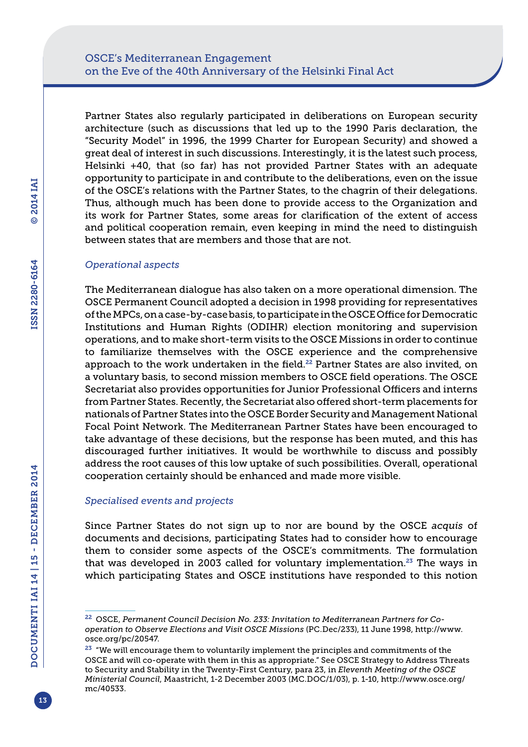Partner States also regularly participated in deliberations on European security architecture (such as discussions that led up to the 1990 Paris declaration, the "Security Model" in 1996, the 1999 Charter for European Security) and showed a great deal of interest in such discussions. Interestingly, it is the latest such process, Helsinki +40, that (so far) has not provided Partner States with an adequate opportunity to participate in and contribute to the deliberations, even on the issue of the OSCE's relations with the Partner States, to the chagrin of their delegations. Thus, although much has been done to provide access to the Organization and its work for Partner States, some areas for clarification of the extent of access and political cooperation remain, even keeping in mind the need to distinguish between states that are members and those that are not.

*Operational aspects*

The Mediterranean dialogue has also taken on a more operational dimension. The OSCE Permanent Council adopted a decision in 1998 providing for representatives of the MPCs, on a case-by-case basis, to participate in the OSCE Office for Democratic Institutions and Human Rights (ODIHR) election monitoring and supervision operations, and to make short-term visits to the OSCE Missions in order to continue to familiarize themselves with the OSCE experience and the comprehensive approach to the work undertaken in the field.[22] Partner States are also invited, on a voluntary basis, to second mission members to OSCE field operations. The OSCE Secretariat also provides opportunities for Junior Professional Officers and interns from Partner States. Recently, the Secretariat also offered short-term placements for nationals of Partner States into the OSCE Border Security and Management National Focal Point Network. The Mediterranean Partner States have been encouraged to take advantage of these decisions, but the response has been muted, and this has discouraged further initiatives. It would be worthwhile to discuss and possibly address the root causes of this low uptake of such possibilities. Overall, operational cooperation certainly should be enhanced and made more visible.

*Specialised events and projects*

Since Partner States do not sign up to nor are bound by the OSCE *acquis* of documents and decisions, participating States had to consider how to encourage them to consider some aspects of the OSCE's commitments. The formulation that was developed in 2003 called for voluntary implementation.[23] The ways in which participating States and OSCE institutions have responded to this notion

---

[22] OSCE, *Permanent Council Decision No. 233: Invitation to Mediterranean Partners for Co-operation to Observe Elections and Visit OSCE Missions* (PC.Dec/233), 11 June 1998, http://www.osce.org/pc/20547.

[23] "We will encourage them to voluntarily implement the principles and commitments of the OSCE and will co-operate with them in this as appropriate." See OSCE Strategy to Address Threats to Security and Stability in the Twenty-First Century, para 23, in *Eleventh Meeting of the OSCE Ministerial Council*, Maastricht, 1-2 December 2003 (MC.DOC/1/03), p. 1-10, http://www.osce.org/mc/40533.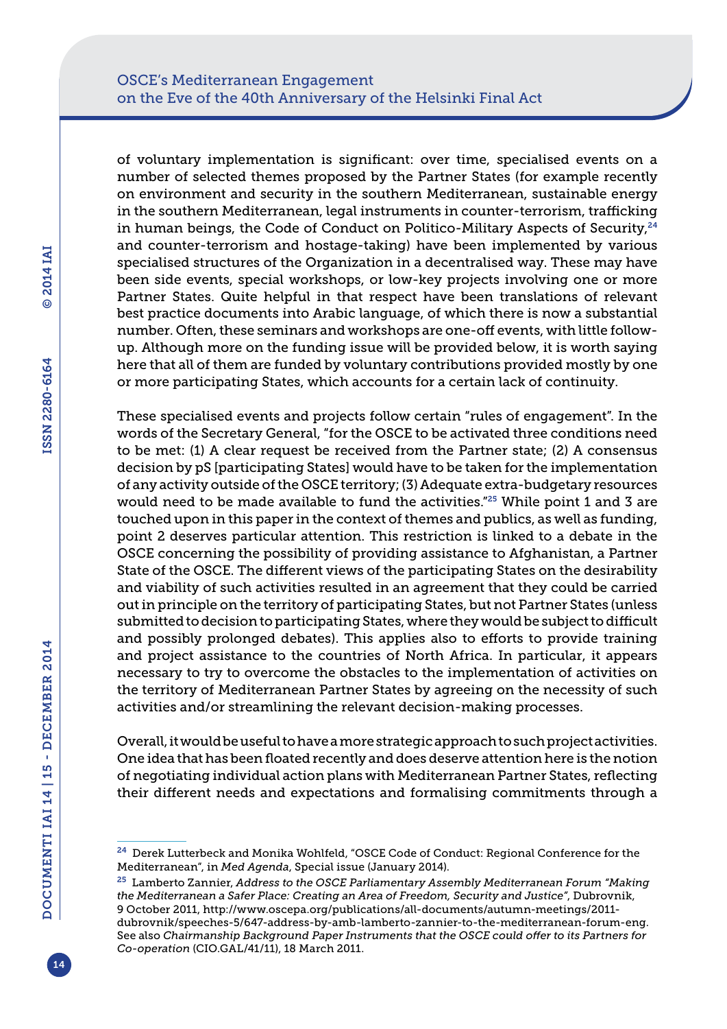of voluntary implementation is significant: over time, specialised events on a number of selected themes proposed by the Partner States (for example recently on environment and security in the southern Mediterranean, sustainable energy in the southern Mediterranean, legal instruments in counter-terrorism, trafficking in human beings, the Code of Conduct on Politico-Military Aspects of Security,[24] and counter-terrorism and hostage-taking) have been implemented by various specialised structures of the Organization in a decentralised way. These may have been side events, special workshops, or low-key projects involving one or more Partner States. Quite helpful in that respect have been translations of relevant best practice documents into Arabic language, of which there is now a substantial number. Often, these seminars and workshops are one-off events, with little follow-up. Although more on the funding issue will be provided below, it is worth saying here that all of them are funded by voluntary contributions provided mostly by one or more participating States, which accounts for a certain lack of continuity.

These specialised events and projects follow certain "rules of engagement". In the words of the Secretary General, "for the OSCE to be activated three conditions need to be met: (1) A clear request be received from the Partner state; (2) A consensus decision by pS [participating States] would have to be taken for the implementation of any activity outside of the OSCE territory; (3) Adequate extra-budgetary resources would need to be made available to fund the activities."[25] While point 1 and 3 are touched upon in this paper in the context of themes and publics, as well as funding, point 2 deserves particular attention. This restriction is linked to a debate in the OSCE concerning the possibility of providing assistance to Afghanistan, a Partner State of the OSCE. The different views of the participating States on the desirability and viability of such activities resulted in an agreement that they could be carried out in principle on the territory of participating States, but not Partner States (unless submitted to decision to participating States, where they would be subject to difficult and possibly prolonged debates). This applies also to efforts to provide training and project assistance to the countries of North Africa. In particular, it appears necessary to try to overcome the obstacles to the implementation of activities on the territory of Mediterranean Partner States by agreeing on the necessity of such activities and/or streamlining the relevant decision-making processes.

Overall, it would be useful to have a more strategic approach to such project activities. One idea that has been floated recently and does deserve attention here is the notion of negotiating individual action plans with Mediterranean Partner States, reflecting their different needs and expectations and formalising commitments through a

---

[24] Derek Lutterbeck and Monika Wohlfeld, "OSCE Code of Conduct: Regional Conference for the Mediterranean", in *Med Agenda*, Special issue (January 2014).

[25] Lamberto Zannier, *Address to the OSCE Parliamentary Assembly Mediterranean Forum "Making the Mediterranean a Safer Place: Creating an Area of Freedom, Security and Justice"*, Dubrovnik, 9 October 2011, http://www.oscepa.org/publications/all-documents/autumn-meetings/2011-dubrovnik/speeches-5/647-address-by-amb-lamberto-zannier-to-the-mediterranean-forum-eng. See also *Chairmanship Background Paper Instruments that the OSCE could offer to its Partners for Co-operation* (CIO.GAL/41/11), 18 March 2011.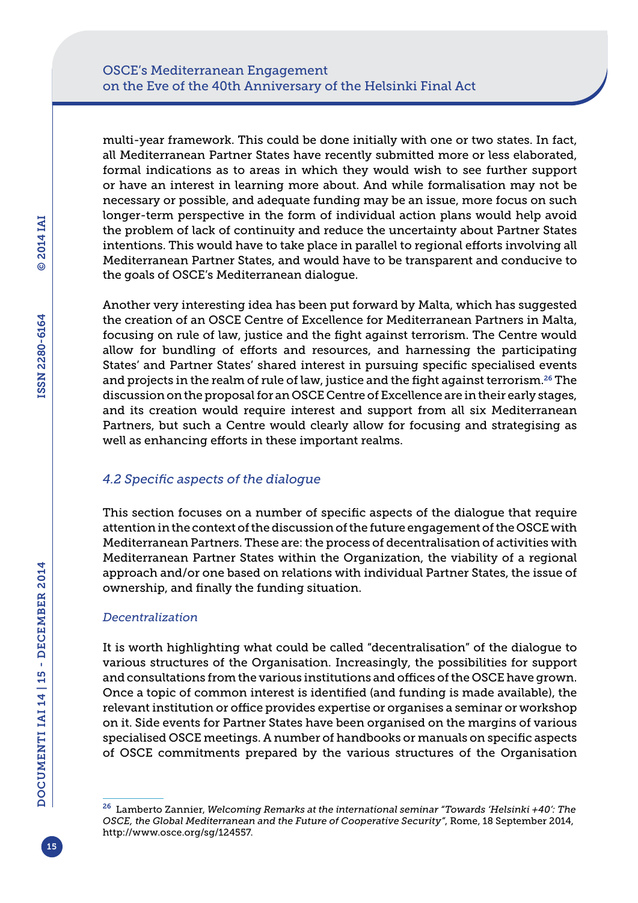multi-year framework. This could be done initially with one or two states. In fact, all Mediterranean Partner States have recently submitted more or less elaborated, formal indications as to areas in which they would wish to see further support or have an interest in learning more about. And while formalisation may not be necessary or possible, and adequate funding may be an issue, more focus on such longer-term perspective in the form of individual action plans would help avoid the problem of lack of continuity and reduce the uncertainty about Partner States intentions. This would have to take place in parallel to regional efforts involving all Mediterranean Partner States, and would have to be transparent and conducive to the goals of OSCE's Mediterranean dialogue.

Another very interesting idea has been put forward by Malta, which has suggested the creation of an OSCE Centre of Excellence for Mediterranean Partners in Malta, focusing on rule of law, justice and the fight against terrorism. The Centre would allow for bundling of efforts and resources, and harnessing the participating States' and Partner States' shared interest in pursuing specific specialised events and projects in the realm of rule of law, justice and the fight against terrorism.[26] The discussion on the proposal for an OSCE Centre of Excellence are in their early stages, and its creation would require interest and support from all six Mediterranean Partners, but such a Centre would clearly allow for focusing and strategising as well as enhancing efforts in these important realms.

### *4.2 Specific aspects of the dialogue*

This section focuses on a number of specific aspects of the dialogue that require attention in the context of the discussion of the future engagement of the OSCE with Mediterranean Partners. These are: the process of decentralisation of activities with Mediterranean Partner States within the Organization, the viability of a regional approach and/or one based on relations with individual Partner States, the issue of ownership, and finally the funding situation.

#### *Decentralization*

It is worth highlighting what could be called "decentralisation" of the dialogue to various structures of the Organisation. Increasingly, the possibilities for support and consultations from the various institutions and offices of the OSCE have grown. Once a topic of common interest is identified (and funding is made available), the relevant institution or office provides expertise or organises a seminar or workshop on it. Side events for Partner States have been organised on the margins of various specialised OSCE meetings. A number of handbooks or manuals on specific aspects of OSCE commitments prepared by the various structures of the Organisation

---

[26] Lamberto Zannier, *Welcoming Remarks at the international seminar "Towards 'Helsinki +40': The OSCE, the Global Mediterranean and the Future of Cooperative Security"*, Rome, 18 September 2014, http://www.osce.org/sg/124557.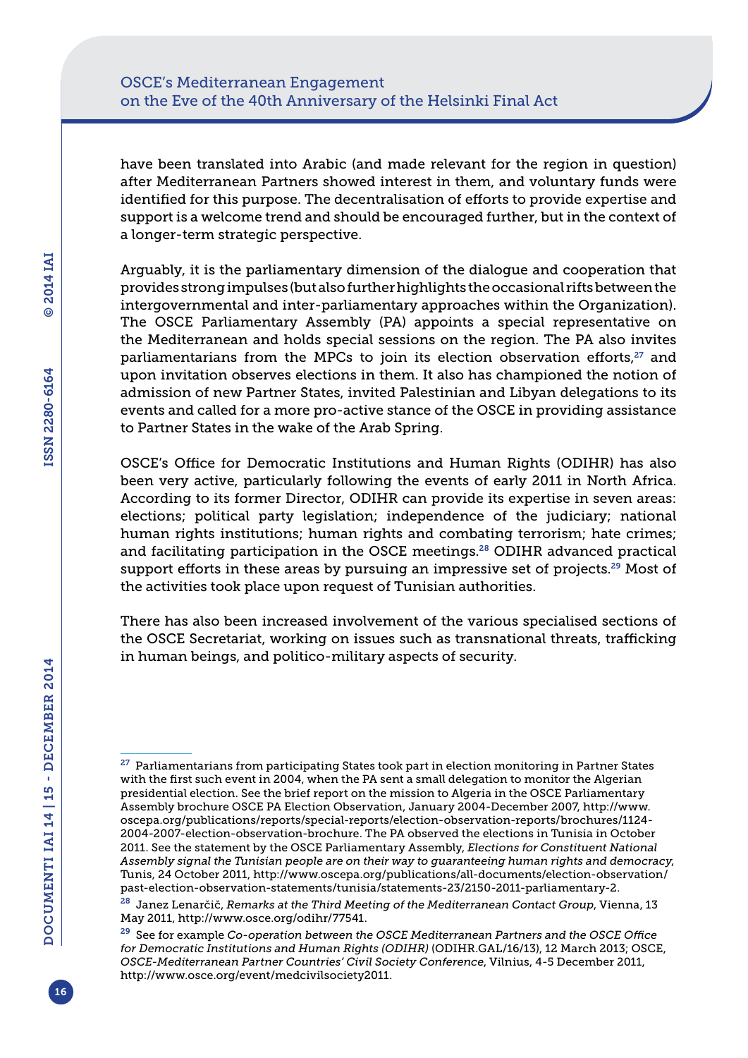have been translated into Arabic (and made relevant for the region in question) after Mediterranean Partners showed interest in them, and voluntary funds were identified for this purpose. The decentralisation of efforts to provide expertise and support is a welcome trend and should be encouraged further, but in the context of a longer-term strategic perspective.

Arguably, it is the parliamentary dimension of the dialogue and cooperation that provides strong impulses (but also further highlights the occasional rifts between the intergovernmental and inter-parliamentary approaches within the Organization). The OSCE Parliamentary Assembly (PA) appoints a special representative on the Mediterranean and holds special sessions on the region. The PA also invites parliamentarians from the MPCs to join its election observation efforts,[27] and upon invitation observes elections in them. It also has championed the notion of admission of new Partner States, invited Palestinian and Libyan delegations to its events and called for a more pro-active stance of the OSCE in providing assistance to Partner States in the wake of the Arab Spring.

OSCE's Office for Democratic Institutions and Human Rights (ODIHR) has also been very active, particularly following the events of early 2011 in North Africa. According to its former Director, ODIHR can provide its expertise in seven areas: elections; political party legislation; independence of the judiciary; national human rights institutions; human rights and combating terrorism; hate crimes; and facilitating participation in the OSCE meetings.[28] ODIHR advanced practical support efforts in these areas by pursuing an impressive set of projects.[29] Most of the activities took place upon request of Tunisian authorities.

There has also been increased involvement of the various specialised sections of the OSCE Secretariat, working on issues such as transnational threats, trafficking in human beings, and politico-military aspects of security.

---

[27] Parliamentarians from participating States took part in election monitoring in Partner States with the first such event in 2004, when the PA sent a small delegation to monitor the Algerian presidential election. See the brief report on the mission to Algeria in the OSCE Parliamentary Assembly brochure OSCE PA Election Observation, January 2004-December 2007, http://www.oscepa.org/publications/reports/special-reports/election-observation-reports/brochures/1124-2004-2007-election-observation-brochure. The PA observed the elections in Tunisia in October 2011. See the statement by the OSCE Parliamentary Assembly, *Elections for Constituent National Assembly signal the Tunisian people are on their way to guaranteeing human rights and democracy*, Tunis, 24 October 2011, http://www.oscepa.org/publications/all-documents/election-observation/past-election-observation-statements/tunisia/statements-23/2150-2011-parliamentary-2.

[28] Janez Lenarčič, *Remarks at the Third Meeting of the Mediterranean Contact Group*, Vienna, 13 May 2011, http://www.osce.org/odihr/77541.

[29] See for example *Co-operation between the OSCE Mediterranean Partners and the OSCE Office for Democratic Institutions and Human Rights (ODIHR)* (ODIHR.GAL/16/13), 12 March 2013; OSCE, *OSCE-Mediterranean Partner Countries' Civil Society Conference*, Vilnius, 4-5 December 2011, http://www.osce.org/event/medcivilsociety2011.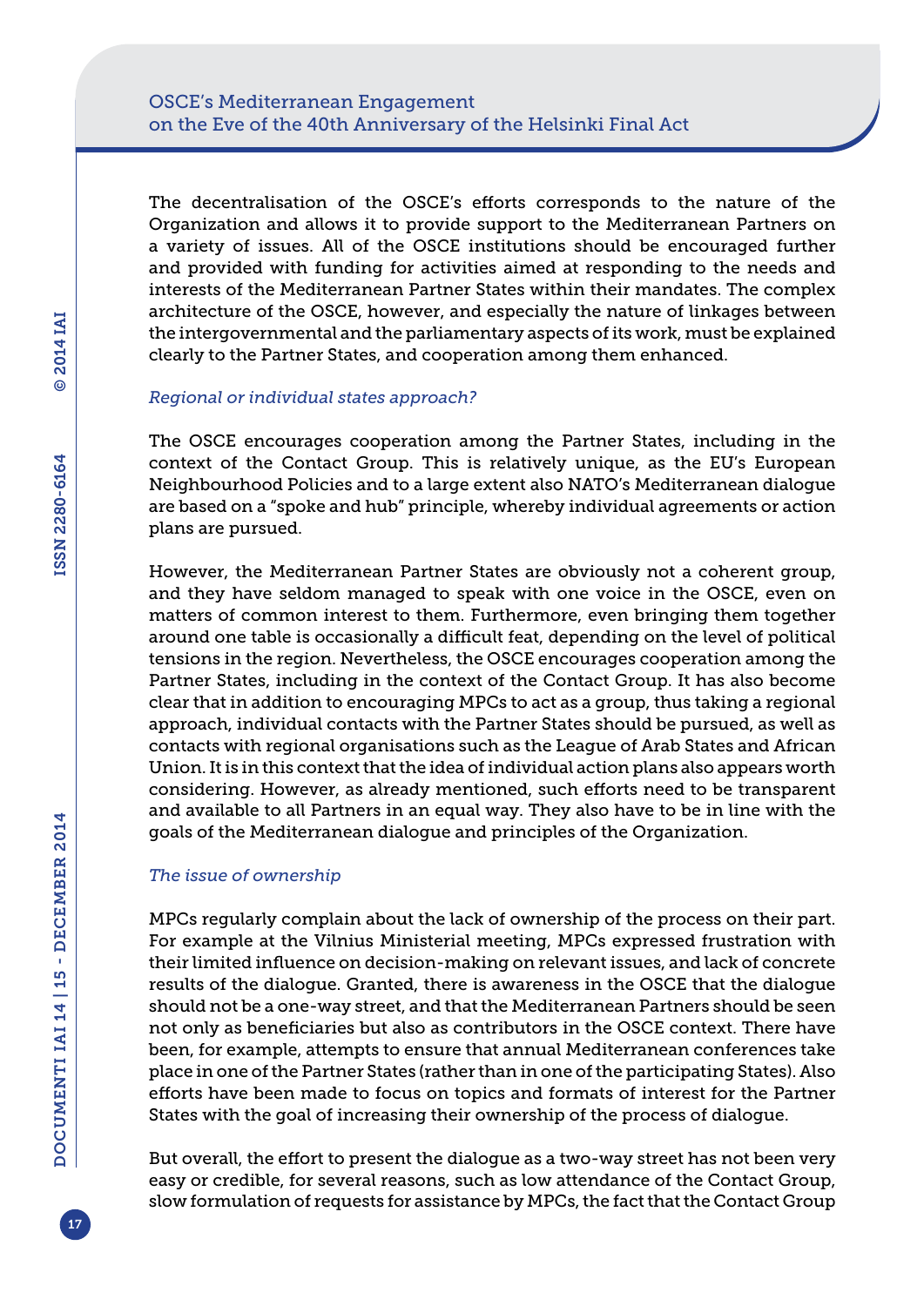The decentralisation of the OSCE's efforts corresponds to the nature of the Organization and allows it to provide support to the Mediterranean Partners on a variety of issues. All of the OSCE institutions should be encouraged further and provided with funding for activities aimed at responding to the needs and interests of the Mediterranean Partner States within their mandates. The complex architecture of the OSCE, however, and especially the nature of linkages between the intergovernmental and the parliamentary aspects of its work, must be explained clearly to the Partner States, and cooperation among them enhanced.

*Regional or individual states approach?*

The OSCE encourages cooperation among the Partner States, including in the context of the Contact Group. This is relatively unique, as the EU's European Neighbourhood Policies and to a large extent also NATO's Mediterranean dialogue are based on a "spoke and hub" principle, whereby individual agreements or action plans are pursued.

However, the Mediterranean Partner States are obviously not a coherent group, and they have seldom managed to speak with one voice in the OSCE, even on matters of common interest to them. Furthermore, even bringing them together around one table is occasionally a difficult feat, depending on the level of political tensions in the region. Nevertheless, the OSCE encourages cooperation among the Partner States, including in the context of the Contact Group. It has also become clear that in addition to encouraging MPCs to act as a group, thus taking a regional approach, individual contacts with the Partner States should be pursued, as well as contacts with regional organisations such as the League of Arab States and African Union. It is in this context that the idea of individual action plans also appears worth considering. However, as already mentioned, such efforts need to be transparent and available to all Partners in an equal way. They also have to be in line with the goals of the Mediterranean dialogue and principles of the Organization.

*The issue of ownership*

MPCs regularly complain about the lack of ownership of the process on their part. For example at the Vilnius Ministerial meeting, MPCs expressed frustration with their limited influence on decision-making on relevant issues, and lack of concrete results of the dialogue. Granted, there is awareness in the OSCE that the dialogue should not be a one-way street, and that the Mediterranean Partners should be seen not only as beneficiaries but also as contributors in the OSCE context. There have been, for example, attempts to ensure that annual Mediterranean conferences take place in one of the Partner States (rather than in one of the participating States). Also efforts have been made to focus on topics and formats of interest for the Partner States with the goal of increasing their ownership of the process of dialogue.

But overall, the effort to present the dialogue as a two-way street has not been very easy or credible, for several reasons, such as low attendance of the Contact Group, slow formulation of requests for assistance by MPCs, the fact that the Contact Group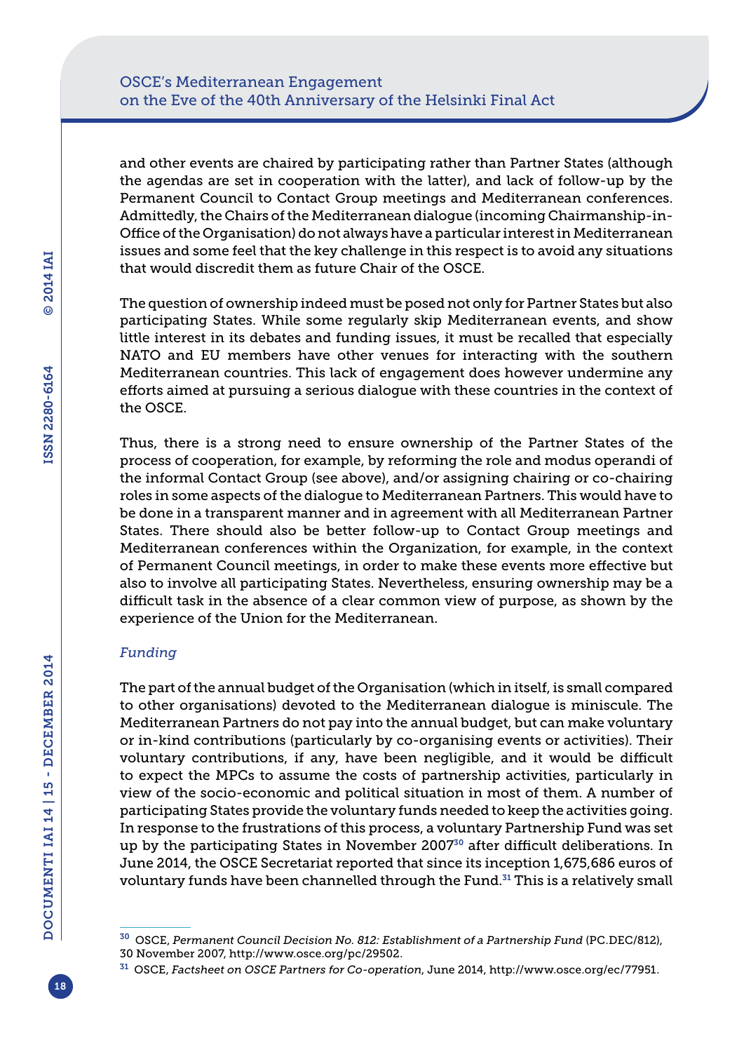and other events are chaired by participating rather than Partner States (although the agendas are set in cooperation with the latter), and lack of follow-up by the Permanent Council to Contact Group meetings and Mediterranean conferences. Admittedly, the Chairs of the Mediterranean dialogue (incoming Chairmanship-in-Office of the Organisation) do not always have a particular interest in Mediterranean issues and some feel that the key challenge in this respect is to avoid any situations that would discredit them as future Chair of the OSCE.

The question of ownership indeed must be posed not only for Partner States but also participating States. While some regularly skip Mediterranean events, and show little interest in its debates and funding issues, it must be recalled that especially NATO and EU members have other venues for interacting with the southern Mediterranean countries. This lack of engagement does however undermine any efforts aimed at pursuing a serious dialogue with these countries in the context of the OSCE.

Thus, there is a strong need to ensure ownership of the Partner States of the process of cooperation, for example, by reforming the role and modus operandi of the informal Contact Group (see above), and/or assigning chairing or co-chairing roles in some aspects of the dialogue to Mediterranean Partners. This would have to be done in a transparent manner and in agreement with all Mediterranean Partner States. There should also be better follow-up to Contact Group meetings and Mediterranean conferences within the Organization, for example, in the context of Permanent Council meetings, in order to make these events more effective but also to involve all participating States. Nevertheless, ensuring ownership may be a difficult task in the absence of a clear common view of purpose, as shown by the experience of the Union for the Mediterranean.

*Funding*

The part of the annual budget of the Organisation (which in itself, is small compared to other organisations) devoted to the Mediterranean dialogue is miniscule. The Mediterranean Partners do not pay into the annual budget, but can make voluntary or in-kind contributions (particularly by co-organising events or activities). Their voluntary contributions, if any, have been negligible, and it would be difficult to expect the MPCs to assume the costs of partnership activities, particularly in view of the socio-economic and political situation in most of them. A number of participating States provide the voluntary funds needed to keep the activities going. In response to the frustrations of this process, a voluntary Partnership Fund was set up by the participating States in November 2007[30] after difficult deliberations. In June 2014, the OSCE Secretariat reported that since its inception 1,675,686 euros of voluntary funds have been channelled through the Fund.[31] This is a relatively small

[30] OSCE, *Permanent Council Decision No. 812: Establishment of a Partnership Fund* (PC.DEC/812), 30 November 2007, http://www.osce.org/pc/29502.

[31] OSCE, *Factsheet on OSCE Partners for Co-operation*, June 2014, http://www.osce.org/ec/77951.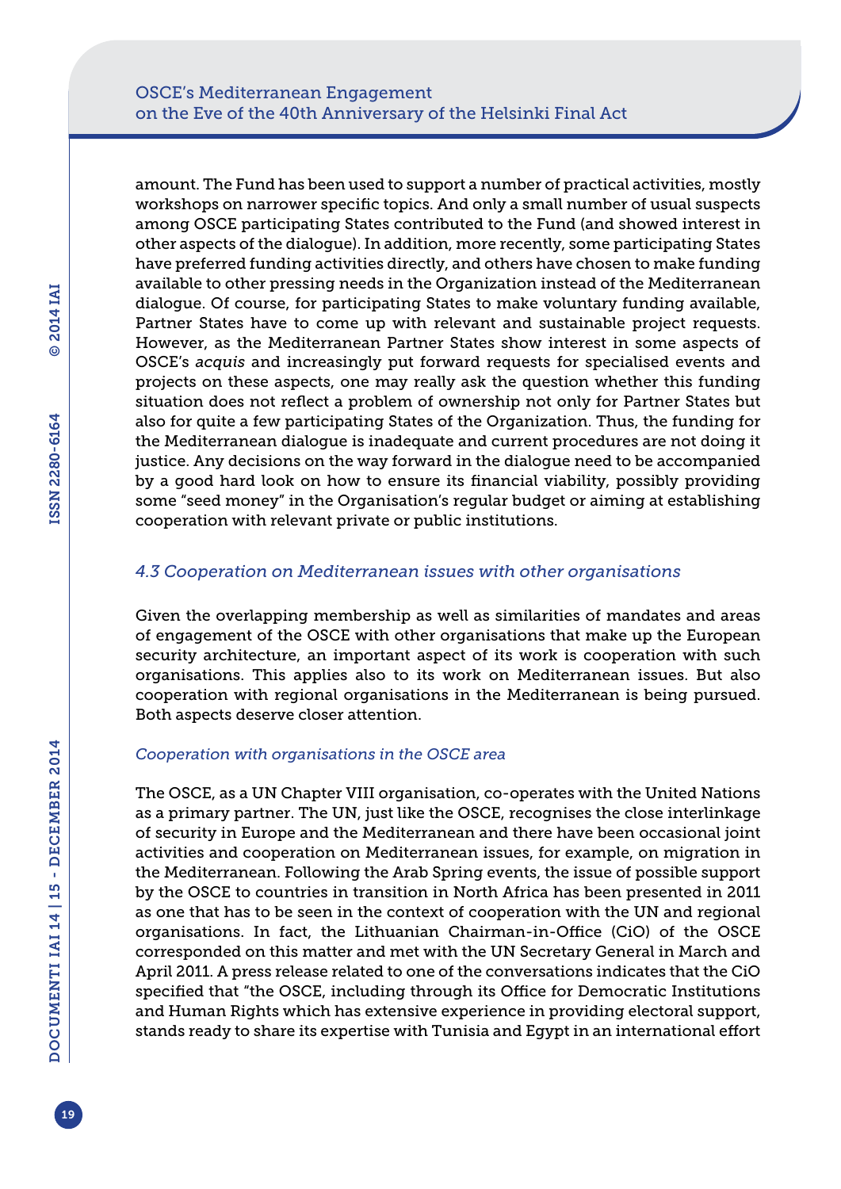amount. The Fund has been used to support a number of practical activities, mostly workshops on narrower specific topics. And only a small number of usual suspects among OSCE participating States contributed to the Fund (and showed interest in other aspects of the dialogue). In addition, more recently, some participating States have preferred funding activities directly, and others have chosen to make funding available to other pressing needs in the Organization instead of the Mediterranean dialogue. Of course, for participating States to make voluntary funding available, Partner States have to come up with relevant and sustainable project requests. However, as the Mediterranean Partner States show interest in some aspects of OSCE's *acquis* and increasingly put forward requests for specialised events and projects on these aspects, one may really ask the question whether this funding situation does not reflect a problem of ownership not only for Partner States but also for quite a few participating States of the Organization. Thus, the funding for the Mediterranean dialogue is inadequate and current procedures are not doing it justice. Any decisions on the way forward in the dialogue need to be accompanied by a good hard look on how to ensure its financial viability, possibly providing some "seed money" in the Organisation's regular budget or aiming at establishing cooperation with relevant private or public institutions.

### *4.3 Cooperation on Mediterranean issues with other organisations*

Given the overlapping membership as well as similarities of mandates and areas of engagement of the OSCE with other organisations that make up the European security architecture, an important aspect of its work is cooperation with such organisations. This applies also to its work on Mediterranean issues. But also cooperation with regional organisations in the Mediterranean is being pursued. Both aspects deserve closer attention.

#### *Cooperation with organisations in the OSCE area*

The OSCE, as a UN Chapter VIII organisation, co-operates with the United Nations as a primary partner. The UN, just like the OSCE, recognises the close interlinkage of security in Europe and the Mediterranean and there have been occasional joint activities and cooperation on Mediterranean issues, for example, on migration in the Mediterranean. Following the Arab Spring events, the issue of possible support by the OSCE to countries in transition in North Africa has been presented in 2011 as one that has to be seen in the context of cooperation with the UN and regional organisations. In fact, the Lithuanian Chairman-in-Office (CiO) of the OSCE corresponded on this matter and met with the UN Secretary General in March and April 2011. A press release related to one of the conversations indicates that the CiO specified that "the OSCE, including through its Office for Democratic Institutions and Human Rights which has extensive experience in providing electoral support, stands ready to share its expertise with Tunisia and Egypt in an international effort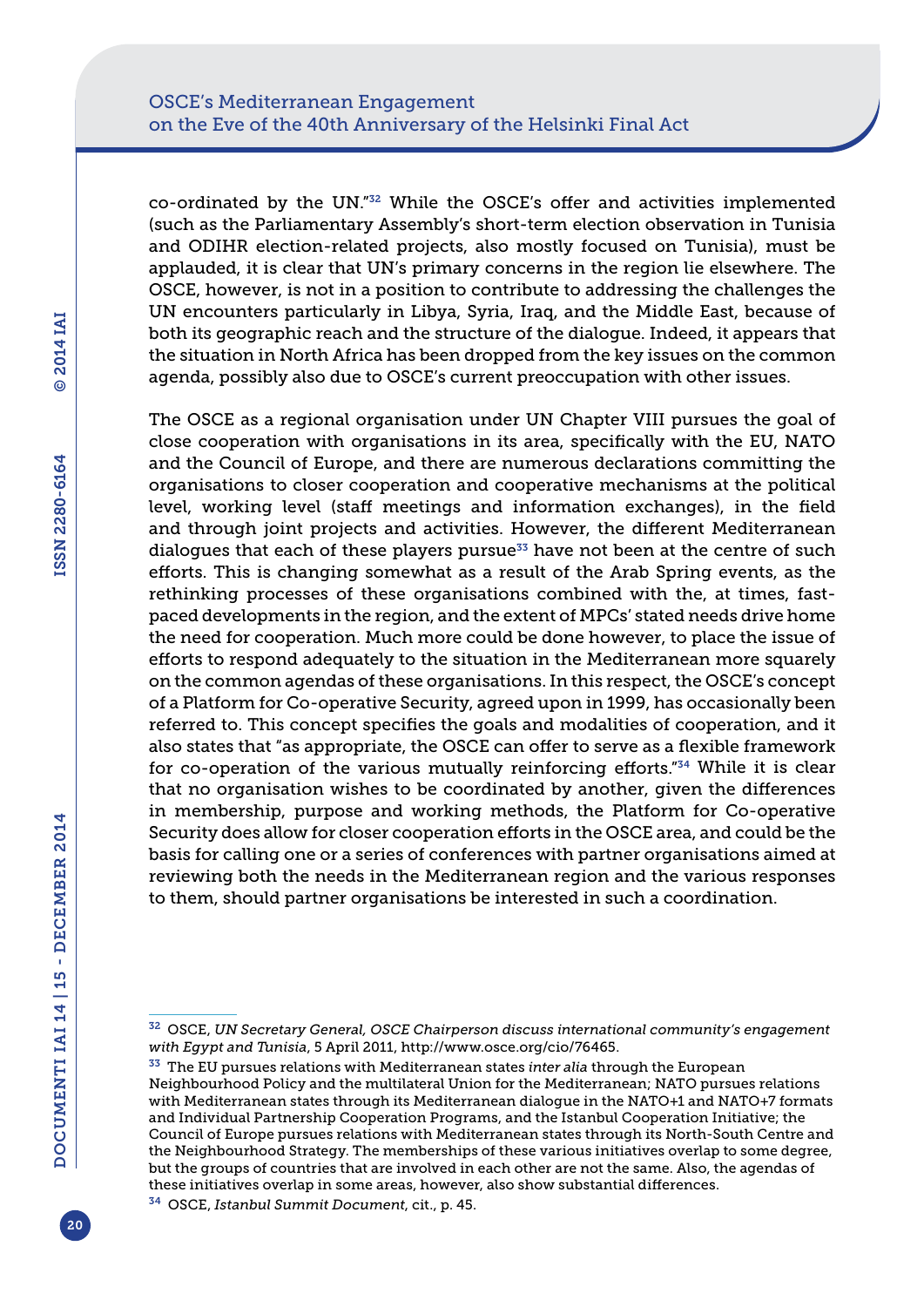co-ordinated by the UN."[32] While the OSCE's offer and activities implemented (such as the Parliamentary Assembly's short-term election observation in Tunisia and ODIHR election-related projects, also mostly focused on Tunisia), must be applauded, it is clear that UN's primary concerns in the region lie elsewhere. The OSCE, however, is not in a position to contribute to addressing the challenges the UN encounters particularly in Libya, Syria, Iraq, and the Middle East, because of both its geographic reach and the structure of the dialogue. Indeed, it appears that the situation in North Africa has been dropped from the key issues on the common agenda, possibly also due to OSCE's current preoccupation with other issues.

The OSCE as a regional organisation under UN Chapter VIII pursues the goal of close cooperation with organisations in its area, specifically with the EU, NATO and the Council of Europe, and there are numerous declarations committing the organisations to closer cooperation and cooperative mechanisms at the political level, working level (staff meetings and information exchanges), in the field and through joint projects and activities. However, the different Mediterranean dialogues that each of these players pursue[33] have not been at the centre of such efforts. This is changing somewhat as a result of the Arab Spring events, as the rethinking processes of these organisations combined with the, at times, fast-paced developments in the region, and the extent of MPCs' stated needs drive home the need for cooperation. Much more could be done however, to place the issue of efforts to respond adequately to the situation in the Mediterranean more squarely on the common agendas of these organisations. In this respect, the OSCE's concept of a Platform for Co-operative Security, agreed upon in 1999, has occasionally been referred to. This concept specifies the goals and modalities of cooperation, and it also states that "as appropriate, the OSCE can offer to serve as a flexible framework for co-operation of the various mutually reinforcing efforts."[34] While it is clear that no organisation wishes to be coordinated by another, given the differences in membership, purpose and working methods, the Platform for Co-operative Security does allow for closer cooperation efforts in the OSCE area, and could be the basis for calling one or a series of conferences with partner organisations aimed at reviewing both the needs in the Mediterranean region and the various responses to them, should partner organisations be interested in such a coordination.

---

[32] OSCE, *UN Secretary General, OSCE Chairperson discuss international community's engagement with Egypt and Tunisia*, 5 April 2011, http://www.osce.org/cio/76465.

[33] The EU pursues relations with Mediterranean states *inter alia* through the European Neighbourhood Policy and the multilateral Union for the Mediterranean; NATO pursues relations with Mediterranean states through its Mediterranean dialogue in the NATO+1 and NATO+7 formats and Individual Partnership Cooperation Programs, and the Istanbul Cooperation Initiative; the Council of Europe pursues relations with Mediterranean states through its North-South Centre and the Neighbourhood Strategy. The memberships of these various initiatives overlap to some degree, but the groups of countries that are involved in each other are not the same. Also, the agendas of these initiatives overlap in some areas, however, also show substantial differences.

[34] OSCE, *Istanbul Summit Document*, cit., p. 45.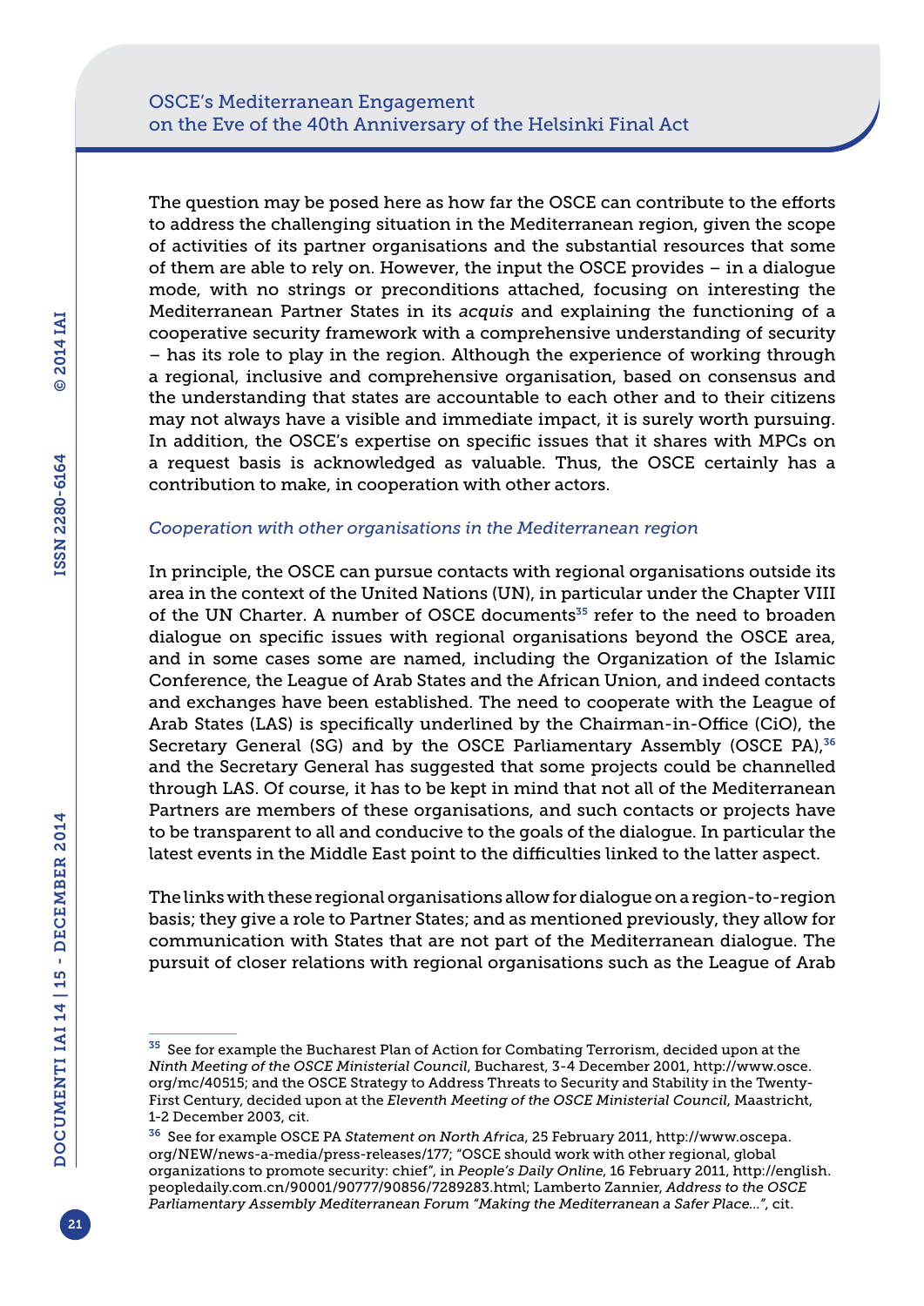The question may be posed here as how far the OSCE can contribute to the efforts to address the challenging situation in the Mediterranean region, given the scope of activities of its partner organisations and the substantial resources that some of them are able to rely on. However, the input the OSCE provides – in a dialogue mode, with no strings or preconditions attached, focusing on interesting the Mediterranean Partner States in its *acquis* and explaining the functioning of a cooperative security framework with a comprehensive understanding of security – has its role to play in the region. Although the experience of working through a regional, inclusive and comprehensive organisation, based on consensus and the understanding that states are accountable to each other and to their citizens may not always have a visible and immediate impact, it is surely worth pursuing. In addition, the OSCE's expertise on specific issues that it shares with MPCs on a request basis is acknowledged as valuable. Thus, the OSCE certainly has a contribution to make, in cooperation with other actors.

### *Cooperation with other organisations in the Mediterranean region*

In principle, the OSCE can pursue contacts with regional organisations outside its area in the context of the United Nations (UN), in particular under the Chapter VIII of the UN Charter. A number of OSCE documents[35] refer to the need to broaden dialogue on specific issues with regional organisations beyond the OSCE area, and in some cases some are named, including the Organization of the Islamic Conference, the League of Arab States and the African Union, and indeed contacts and exchanges have been established. The need to cooperate with the League of Arab States (LAS) is specifically underlined by the Chairman-in-Office (CiO), the Secretary General (SG) and by the OSCE Parliamentary Assembly (OSCE PA),[36] and the Secretary General has suggested that some projects could be channelled through LAS. Of course, it has to be kept in mind that not all of the Mediterranean Partners are members of these organisations, and such contacts or projects have to be transparent to all and conducive to the goals of the dialogue. In particular the latest events in the Middle East point to the difficulties linked to the latter aspect.

The links with these regional organisations allow for dialogue on a region-to-region basis; they give a role to Partner States; and as mentioned previously, they allow for communication with States that are not part of the Mediterranean dialogue. The pursuit of closer relations with regional organisations such as the League of Arab

---

[35] See for example the Bucharest Plan of Action for Combating Terrorism, decided upon at the *Ninth Meeting of the OSCE Ministerial Council*, Bucharest, 3-4 December 2001, http://www.osce.org/mc/40515; and the OSCE Strategy to Address Threats to Security and Stability in the Twenty-First Century, decided upon at the *Eleventh Meeting of the OSCE Ministerial Council*, Maastricht, 1-2 December 2003, cit.

[36] See for example OSCE PA *Statement on North Africa*, 25 February 2011, http://www.oscepa.org/NEW/news-a-media/press-releases/177; "OSCE should work with other regional, global organizations to promote security: chief", in *People's Daily Online*, 16 February 2011, http://english.peopledaily.com.cn/90001/90777/90856/7289283.html; Lamberto Zannier, *Address to the OSCE Parliamentary Assembly Mediterranean Forum "Making the Mediterranean a Safer Place..."*, cit.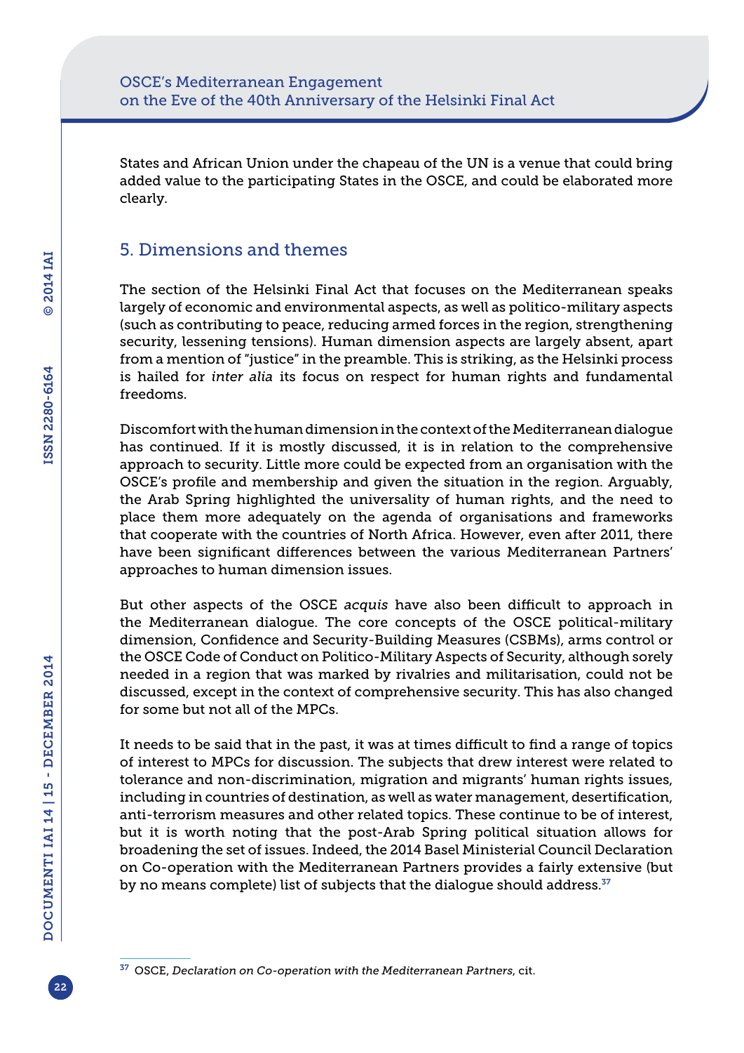States and African Union under the chapeau of the UN is a venue that could bring added value to the participating States in the OSCE, and could be elaborated more clearly.

## 5. Dimensions and themes

The section of the Helsinki Final Act that focuses on the Mediterranean speaks largely of economic and environmental aspects, as well as politico-military aspects (such as contributing to peace, reducing armed forces in the region, strengthening security, lessening tensions). Human dimension aspects are largely absent, apart from a mention of "justice" in the preamble. This is striking, as the Helsinki process is hailed for *inter alia* its focus on respect for human rights and fundamental freedoms.

Discomfort with the human dimension in the context of the Mediterranean dialogue has continued. If it is mostly discussed, it is in relation to the comprehensive approach to security. Little more could be expected from an organisation with the OSCE's profile and membership and given the situation in the region. Arguably, the Arab Spring highlighted the universality of human rights, and the need to place them more adequately on the agenda of organisations and frameworks that cooperate with the countries of North Africa. However, even after 2011, there have been significant differences between the various Mediterranean Partners' approaches to human dimension issues.

But other aspects of the OSCE *acquis* have also been difficult to approach in the Mediterranean dialogue. The core concepts of the OSCE political-military dimension, Confidence and Security-Building Measures (CSBMs), arms control or the OSCE Code of Conduct on Politico-Military Aspects of Security, although sorely needed in a region that was marked by rivalries and militarisation, could not be discussed, except in the context of comprehensive security. This has also changed for some but not all of the MPCs.

It needs to be said that in the past, it was at times difficult to find a range of topics of interest to MPCs for discussion. The subjects that drew interest were related to tolerance and non-discrimination, migration and migrants' human rights issues, including in countries of destination, as well as water management, desertification, anti-terrorism measures and other related topics. These continue to be of interest, but it is worth noting that the post-Arab Spring political situation allows for broadening the set of issues. Indeed, the 2014 Basel Ministerial Council Declaration on Co-operation with the Mediterranean Partners provides a fairly extensive (but by no means complete) list of subjects that the dialogue should address.[37]

---

[37] OSCE, *Declaration on Co-operation with the Mediterranean Partners*, cit.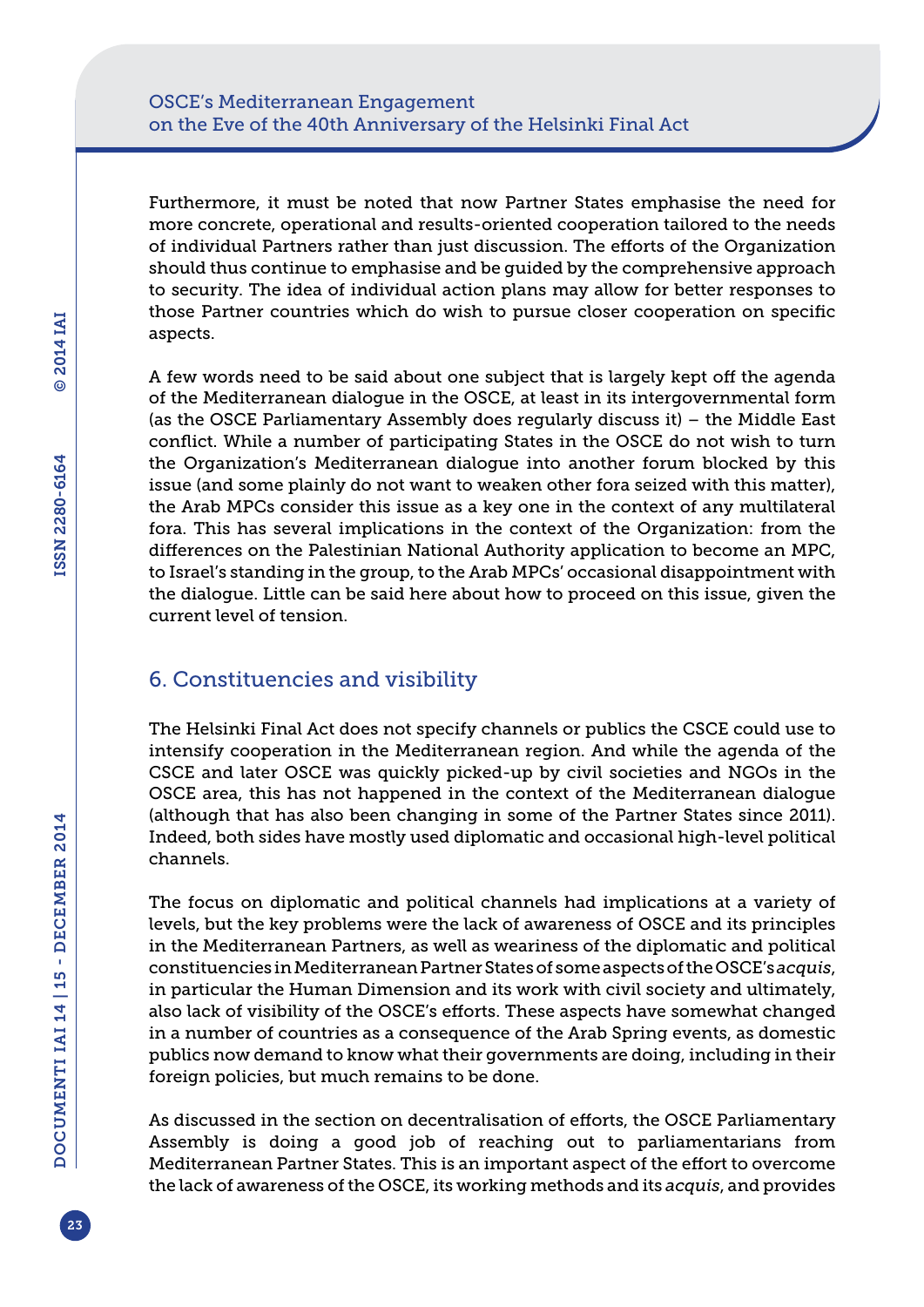Furthermore, it must be noted that now Partner States emphasise the need for more concrete, operational and results-oriented cooperation tailored to the needs of individual Partners rather than just discussion. The efforts of the Organization should thus continue to emphasise and be guided by the comprehensive approach to security. The idea of individual action plans may allow for better responses to those Partner countries which do wish to pursue closer cooperation on specific aspects.

A few words need to be said about one subject that is largely kept off the agenda of the Mediterranean dialogue in the OSCE, at least in its intergovernmental form (as the OSCE Parliamentary Assembly does regularly discuss it) – the Middle East conflict. While a number of participating States in the OSCE do not wish to turn the Organization's Mediterranean dialogue into another forum blocked by this issue (and some plainly do not want to weaken other fora seized with this matter), the Arab MPCs consider this issue as a key one in the context of any multilateral fora. This has several implications in the context of the Organization: from the differences on the Palestinian National Authority application to become an MPC, to Israel's standing in the group, to the Arab MPCs' occasional disappointment with the dialogue. Little can be said here about how to proceed on this issue, given the current level of tension.

## 6. Constituencies and visibility

The Helsinki Final Act does not specify channels or publics the CSCE could use to intensify cooperation in the Mediterranean region. And while the agenda of the CSCE and later OSCE was quickly picked-up by civil societies and NGOs in the OSCE area, this has not happened in the context of the Mediterranean dialogue (although that has also been changing in some of the Partner States since 2011). Indeed, both sides have mostly used diplomatic and occasional high-level political channels.

The focus on diplomatic and political channels had implications at a variety of levels, but the key problems were the lack of awareness of OSCE and its principles in the Mediterranean Partners, as well as weariness of the diplomatic and political constituencies in Mediterranean Partner States of some aspects of the OSCE's *acquis*, in particular the Human Dimension and its work with civil society and ultimately, also lack of visibility of the OSCE's efforts. These aspects have somewhat changed in a number of countries as a consequence of the Arab Spring events, as domestic publics now demand to know what their governments are doing, including in their foreign policies, but much remains to be done.

As discussed in the section on decentralisation of efforts, the OSCE Parliamentary Assembly is doing a good job of reaching out to parliamentarians from Mediterranean Partner States. This is an important aspect of the effort to overcome the lack of awareness of the OSCE, its working methods and its *acquis*, and provides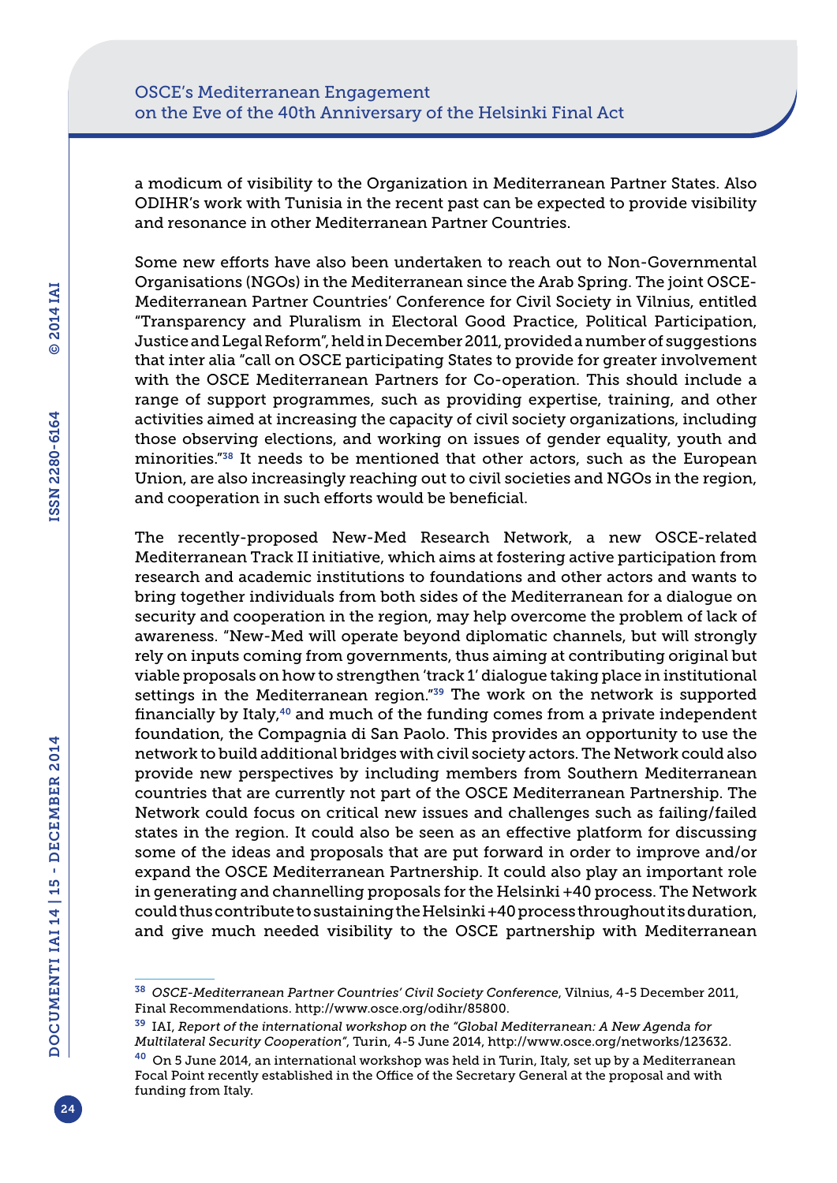a modicum of visibility to the Organization in Mediterranean Partner States. Also ODIHR's work with Tunisia in the recent past can be expected to provide visibility and resonance in other Mediterranean Partner Countries.

Some new efforts have also been undertaken to reach out to Non-Governmental Organisations (NGOs) in the Mediterranean since the Arab Spring. The joint OSCE-Mediterranean Partner Countries' Conference for Civil Society in Vilnius, entitled "Transparency and Pluralism in Electoral Good Practice, Political Participation, Justice and Legal Reform", held in December 2011, provided a number of suggestions that inter alia "call on OSCE participating States to provide for greater involvement with the OSCE Mediterranean Partners for Co-operation. This should include a range of support programmes, such as providing expertise, training, and other activities aimed at increasing the capacity of civil society organizations, including those observing elections, and working on issues of gender equality, youth and minorities."[38] It needs to be mentioned that other actors, such as the European Union, are also increasingly reaching out to civil societies and NGOs in the region, and cooperation in such efforts would be beneficial.

The recently-proposed New-Med Research Network, a new OSCE-related Mediterranean Track II initiative, which aims at fostering active participation from research and academic institutions to foundations and other actors and wants to bring together individuals from both sides of the Mediterranean for a dialogue on security and cooperation in the region, may help overcome the problem of lack of awareness. "New-Med will operate beyond diplomatic channels, but will strongly rely on inputs coming from governments, thus aiming at contributing original but viable proposals on how to strengthen 'track 1' dialogue taking place in institutional settings in the Mediterranean region."[39] The work on the network is supported financially by Italy,[40] and much of the funding comes from a private independent foundation, the Compagnia di San Paolo. This provides an opportunity to use the network to build additional bridges with civil society actors. The Network could also provide new perspectives by including members from Southern Mediterranean countries that are currently not part of the OSCE Mediterranean Partnership. The Network could focus on critical new issues and challenges such as failing/failed states in the region. It could also be seen as an effective platform for discussing some of the ideas and proposals that are put forward in order to improve and/or expand the OSCE Mediterranean Partnership. It could also play an important role in generating and channelling proposals for the Helsinki +40 process. The Network could thus contribute to sustaining the Helsinki +40 process throughout its duration, and give much needed visibility to the OSCE partnership with Mediterranean

---

[38] *OSCE-Mediterranean Partner Countries' Civil Society Conference*, Vilnius, 4-5 December 2011, Final Recommendations. http://www.osce.org/odihr/85800.

[39] IAI, *Report of the international workshop on the "Global Mediterranean: A New Agenda for Multilateral Security Cooperation"*, Turin, 4-5 June 2014, http://www.osce.org/networks/123632.

[40] On 5 June 2014, an international workshop was held in Turin, Italy, set up by a Mediterranean Focal Point recently established in the Office of the Secretary General at the proposal and with funding from Italy.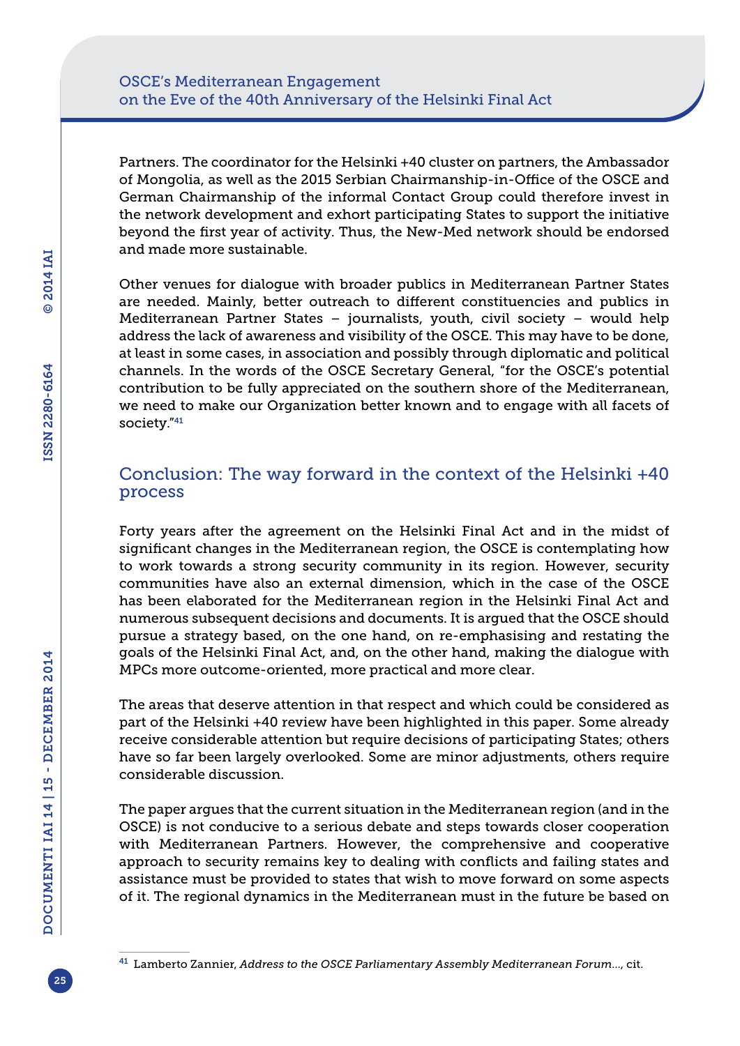Partners. The coordinator for the Helsinki +40 cluster on partners, the Ambassador of Mongolia, as well as the 2015 Serbian Chairmanship-in-Office of the OSCE and German Chairmanship of the informal Contact Group could therefore invest in the network development and exhort participating States to support the initiative beyond the first year of activity. Thus, the New-Med network should be endorsed and made more sustainable.

Other venues for dialogue with broader publics in Mediterranean Partner States are needed. Mainly, better outreach to different constituencies and publics in Mediterranean Partner States – journalists, youth, civil society – would help address the lack of awareness and visibility of the OSCE. This may have to be done, at least in some cases, in association and possibly through diplomatic and political channels. In the words of the OSCE Secretary General, "for the OSCE's potential contribution to be fully appreciated on the southern shore of the Mediterranean, we need to make our Organization better known and to engage with all facets of society."[41]

## Conclusion: The way forward in the context of the Helsinki +40 process

Forty years after the agreement on the Helsinki Final Act and in the midst of significant changes in the Mediterranean region, the OSCE is contemplating how to work towards a strong security community in its region. However, security communities have also an external dimension, which in the case of the OSCE has been elaborated for the Mediterranean region in the Helsinki Final Act and numerous subsequent decisions and documents. It is argued that the OSCE should pursue a strategy based, on the one hand, on re-emphasising and restating the goals of the Helsinki Final Act, and, on the other hand, making the dialogue with MPCs more outcome-oriented, more practical and more clear.

The areas that deserve attention in that respect and which could be considered as part of the Helsinki +40 review have been highlighted in this paper. Some already receive considerable attention but require decisions of participating States; others have so far been largely overlooked. Some are minor adjustments, others require considerable discussion.

The paper argues that the current situation in the Mediterranean region (and in the OSCE) is not conducive to a serious debate and steps towards closer cooperation with Mediterranean Partners. However, the comprehensive and cooperative approach to security remains key to dealing with conflicts and failing states and assistance must be provided to states that wish to move forward on some aspects of it. The regional dynamics in the Mediterranean must in the future be based on

[41] Lamberto Zannier, *Address to the OSCE Parliamentary Assembly Mediterranean Forum...*, cit.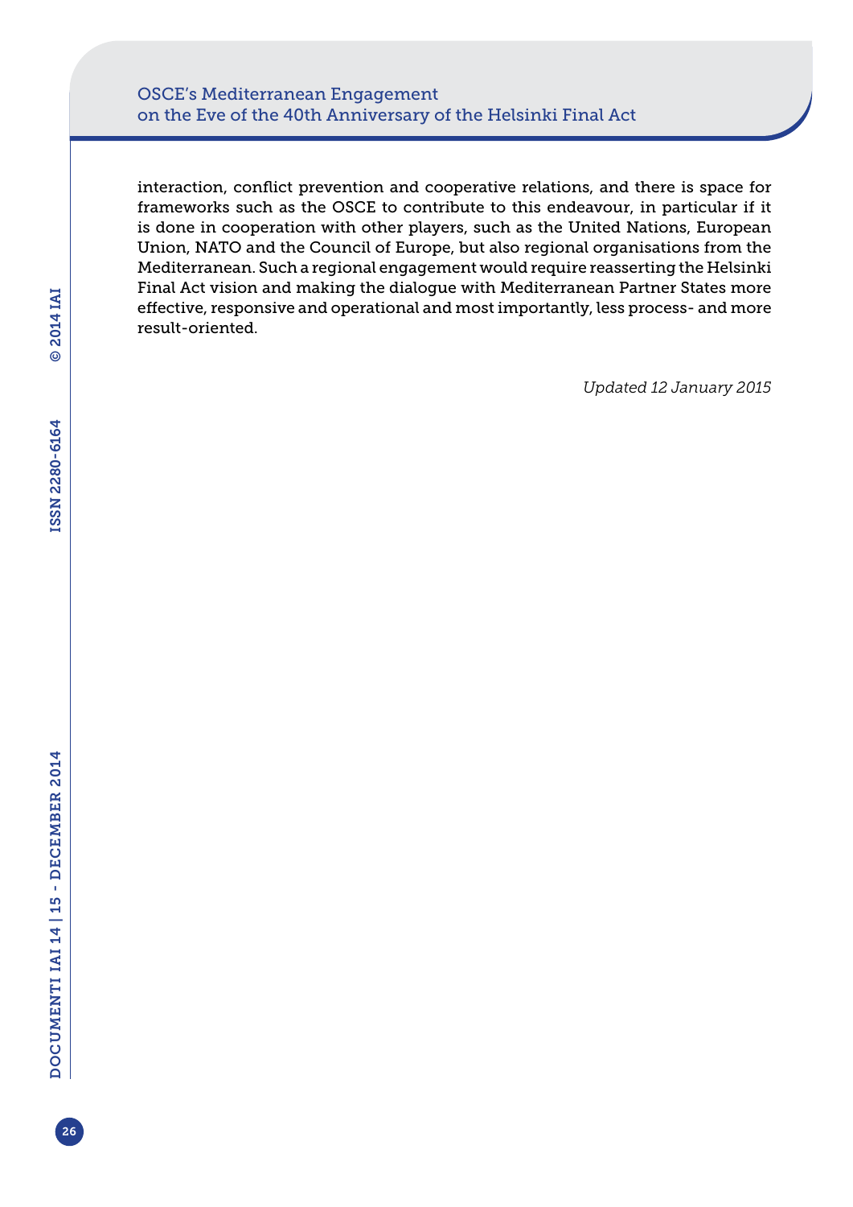interaction, conflict prevention and cooperative relations, and there is space for frameworks such as the OSCE to contribute to this endeavour, in particular if it is done in cooperation with other players, such as the United Nations, European Union, NATO and the Council of Europe, but also regional organisations from the Mediterranean. Such a regional engagement would require reasserting the Helsinki Final Act vision and making the dialogue with Mediterranean Partner States more effective, responsive and operational and most importantly, less process- and more result-oriented.

*Updated 12 January 2015*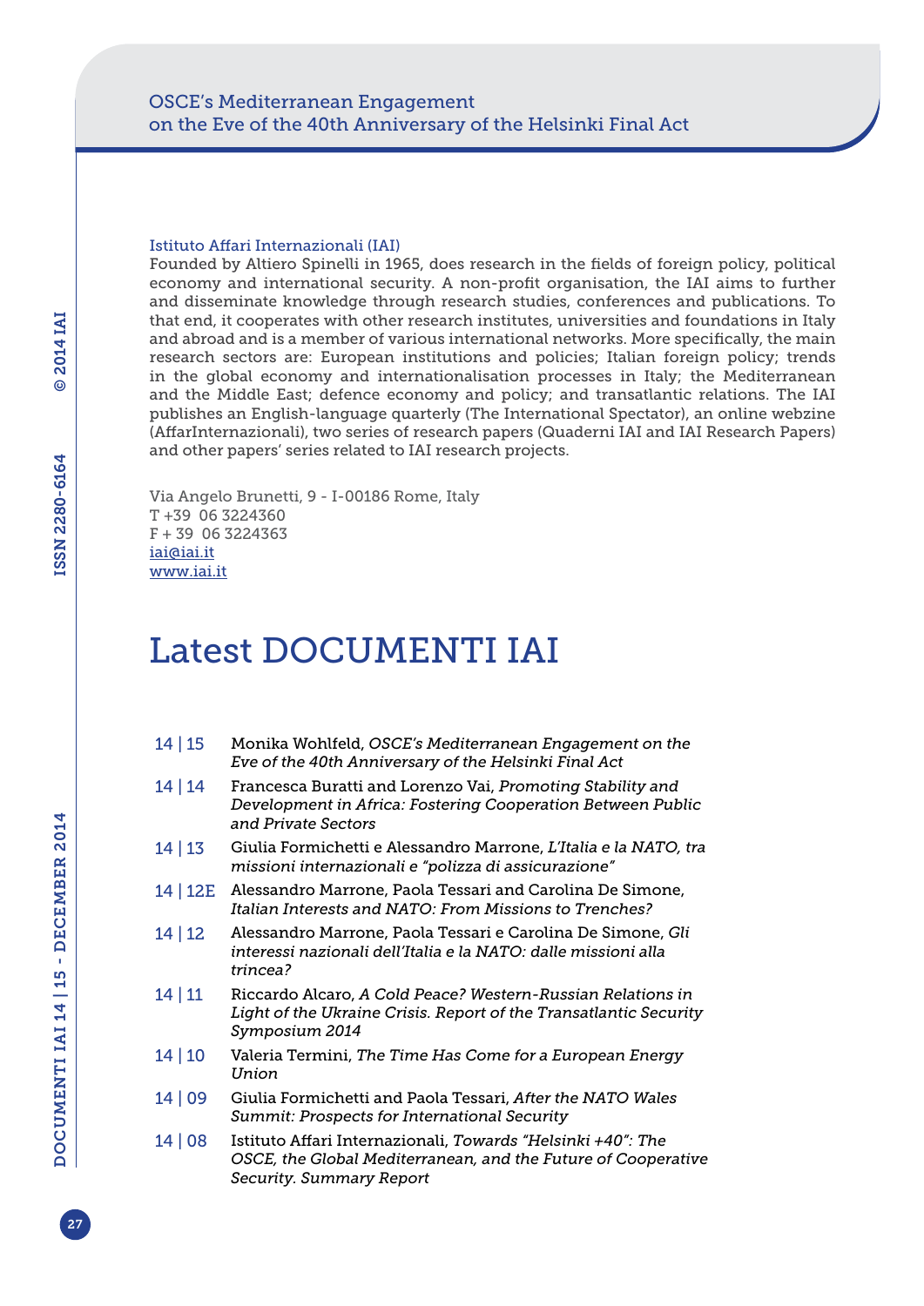Istituto Affari Internazionali (IAI)
Founded by Altiero Spinelli in 1965, does research in the fields of foreign policy, political economy and international security. A non-profit organisation, the IAI aims to further and disseminate knowledge through research studies, conferences and publications. To that end, it cooperates with other research institutes, universities and foundations in Italy and abroad and is a member of various international networks. More specifically, the main research sectors are: European institutions and policies; Italian foreign policy; trends in the global economy and internationalisation processes in Italy; the Mediterranean and the Middle East; defence economy and policy; and transatlantic relations. The IAI publishes an English-language quarterly (The International Spectator), an online webzine (AffarInternazionali), two series of research papers (Quaderni IAI and IAI Research Papers) and other papers' series related to IAI research projects.

Via Angelo Brunetti, 9 - I-00186 Rome, Italy
T +39 06 3224360
F + 39 06 3224363
iai@iai.it
www.iai.it

# Latest DOCUMENTI IAI

| | |
|---|---|
| 14 \| 15 | Monika Wohlfeld, *OSCE's Mediterranean Engagement on the Eve of the 40th Anniversary of the Helsinki Final Act* |
| 14 \| 14 | Francesca Buratti and Lorenzo Vai, *Promoting Stability and Development in Africa: Fostering Cooperation Between Public and Private Sectors* |
| 14 \| 13 | Giulia Formichetti e Alessandro Marrone, *L'Italia e la NATO, tra missioni internazionali e "polizza di assicurazione"* |
| 14 \| 12E | Alessandro Marrone, Paola Tessari and Carolina De Simone, *Italian Interests and NATO: From Missions to Trenches?* |
| 14 \| 12 | Alessandro Marrone, Paola Tessari e Carolina De Simone, *Gli interessi nazionali dell'Italia e la NATO: dalle missioni alla trincea?* |
| 14 \| 11 | Riccardo Alcaro, *A Cold Peace? Western-Russian Relations in Light of the Ukraine Crisis. Report of the Transatlantic Security Symposium 2014* |
| 14 \| 10 | Valeria Termini, *The Time Has Come for a European Energy Union* |
| 14 \| 09 | Giulia Formichetti and Paola Tessari, *After the NATO Wales Summit: Prospects for International Security* |
| 14 \| 08 | Istituto Affari Internazionali, *Towards "Helsinki +40": The OSCE, the Global Mediterranean, and the Future of Cooperative Security. Summary Report* |